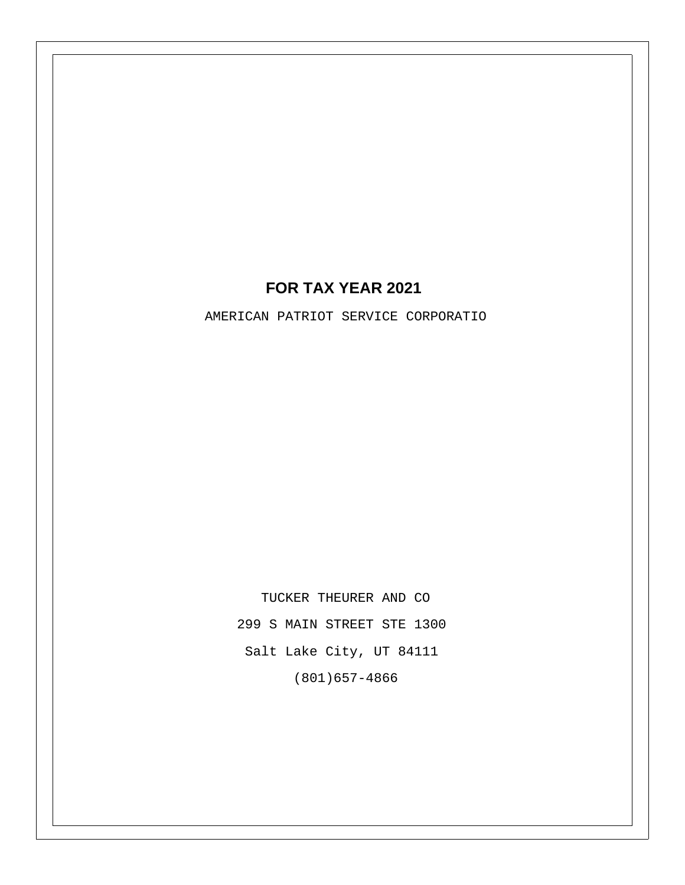# FOR TAX YEAR 2021

AMERICAN PATRIOT SERVICE CORPORATIO

TUCKER THEURER AND CO

299 S MAIN STREET STE 1300

Salt Lake City, UT 84111

(801)657-4866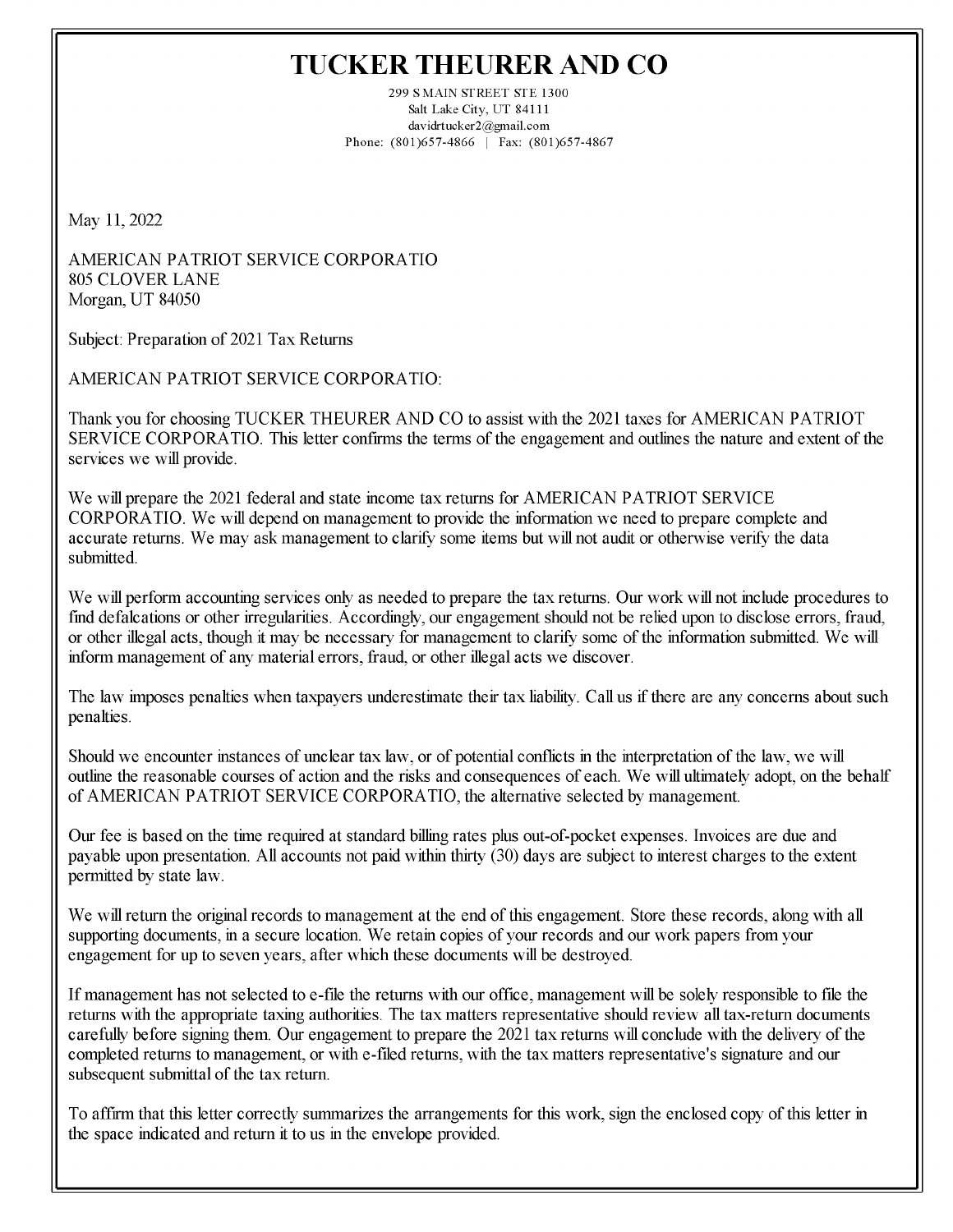# TUCKER THEURER AND CO

299 S MAIN STREET STE 1300
Salt Lake City, UT 84111
davidrtucker2@gmail.com
Phone: (801)657-4866 | Fax: (801)657-4867

May 11, 2022

AMERICAN PATRIOT SERVICE CORPORATIO
805 CLOVER LANE
Morgan, UT 84050

Subject: Preparation of 2021 Tax Returns

AMERICAN PATRIOT SERVICE CORPORATIO:

Thank you for choosing TUCKER THEURER AND CO to assist with the 2021 taxes for AMERICAN PATRIOT SERVICE CORPORATIO. This letter confirms the terms of the engagement and outlines the nature and extent of the services we will provide.

We will prepare the 2021 federal and state income tax returns for AMERICAN PATRIOT SERVICE CORPORATIO. We will depend on management to provide the information we need to prepare complete and accurate returns. We may ask management to clarify some items but will not audit or otherwise verify the data submitted.

We will perform accounting services only as needed to prepare the tax returns. Our work will not include procedures to find defalcations or other irregularities. Accordingly, our engagement should not be relied upon to disclose errors, fraud, or other illegal acts, though it may be necessary for management to clarify some of the information submitted. We will inform management of any material errors, fraud, or other illegal acts we discover.

The law imposes penalties when taxpayers underestimate their tax liability. Call us if there are any concerns about such penalties.

Should we encounter instances of unclear tax law, or of potential conflicts in the interpretation of the law, we will outline the reasonable courses of action and the risks and consequences of each. We will ultimately adopt, on the behalf of AMERICAN PATRIOT SERVICE CORPORATIO, the alternative selected by management.

Our fee is based on the time required at standard billing rates plus out-of-pocket expenses. Invoices are due and payable upon presentation. All accounts not paid within thirty (30) days are subject to interest charges to the extent permitted by state law.

We will return the original records to management at the end of this engagement. Store these records, along with all supporting documents, in a secure location. We retain copies of your records and our work papers from your engagement for up to seven years, after which these documents will be destroyed.

If management has not selected to e-file the returns with our office, management will be solely responsible to file the returns with the appropriate taxing authorities. The tax matters representative should review all tax-return documents carefully before signing them. Our engagement to prepare the 2021 tax returns will conclude with the delivery of the completed returns to management, or with e-filed returns, with the tax matters representative's signature and our subsequent submittal of the tax return.

To affirm that this letter correctly summarizes the arrangements for this work, sign the enclosed copy of this letter in the space indicated and return it to us in the envelope provided.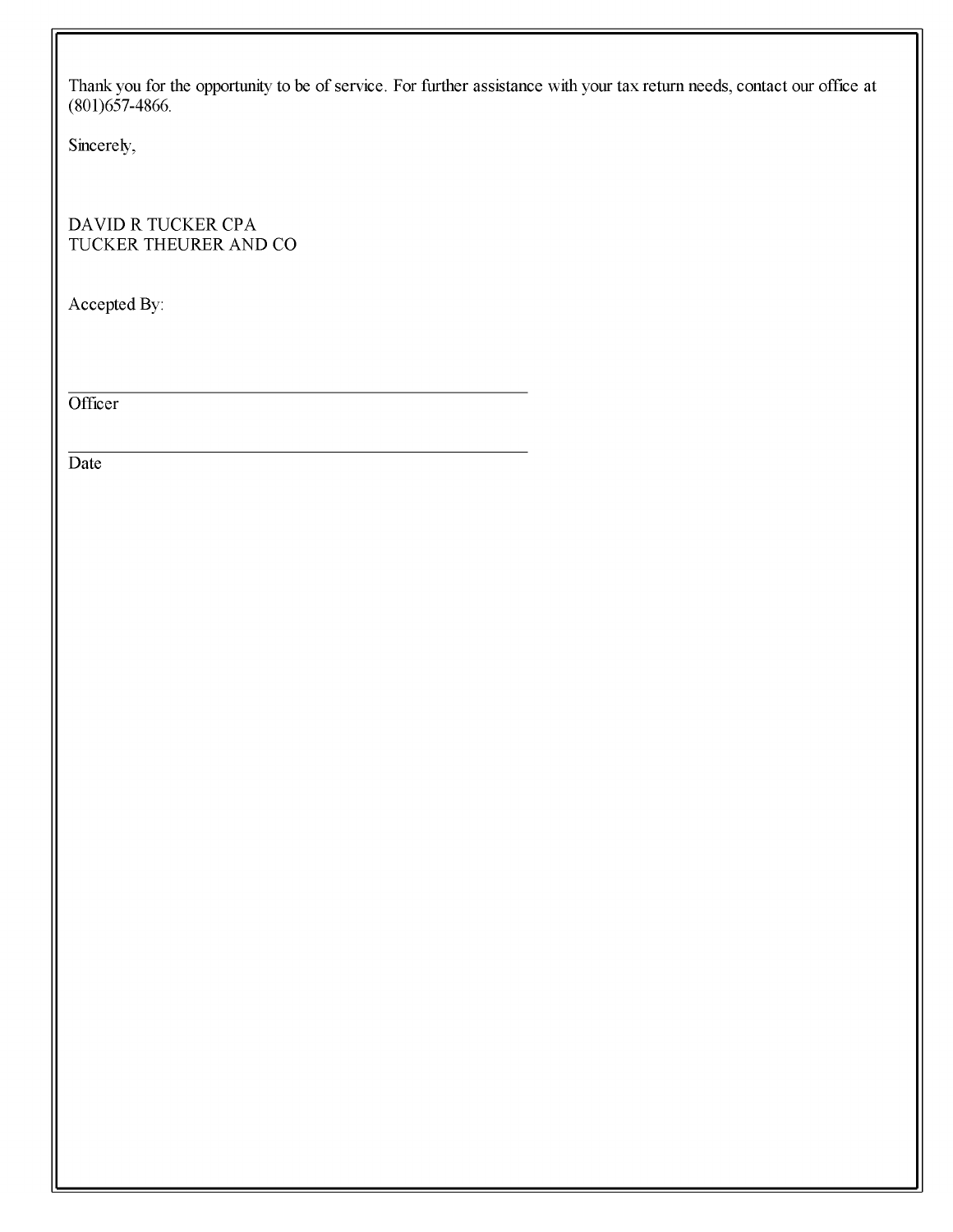Thank you for the opportunity to be of service. For further assistance with your tax return needs, contact our office at (801)657-4866.

Sincerely,

DAVID R TUCKER CPA
TUCKER THEURER AND CO

Accepted By:

\_\_\_\_\_\_\_\_\_\_\_\_\_\_\_\_\_\_\_\_\_\_\_\_\_\_\_\_\_\_\_\_\_\_\_\_\_\_\_\_\_\_\_\_
Officer

\_\_\_\_\_\_\_\_\_\_\_\_\_\_\_\_\_\_\_\_\_\_\_\_\_\_\_\_\_\_\_\_\_\_\_\_\_\_\_\_\_\_\_\_
Date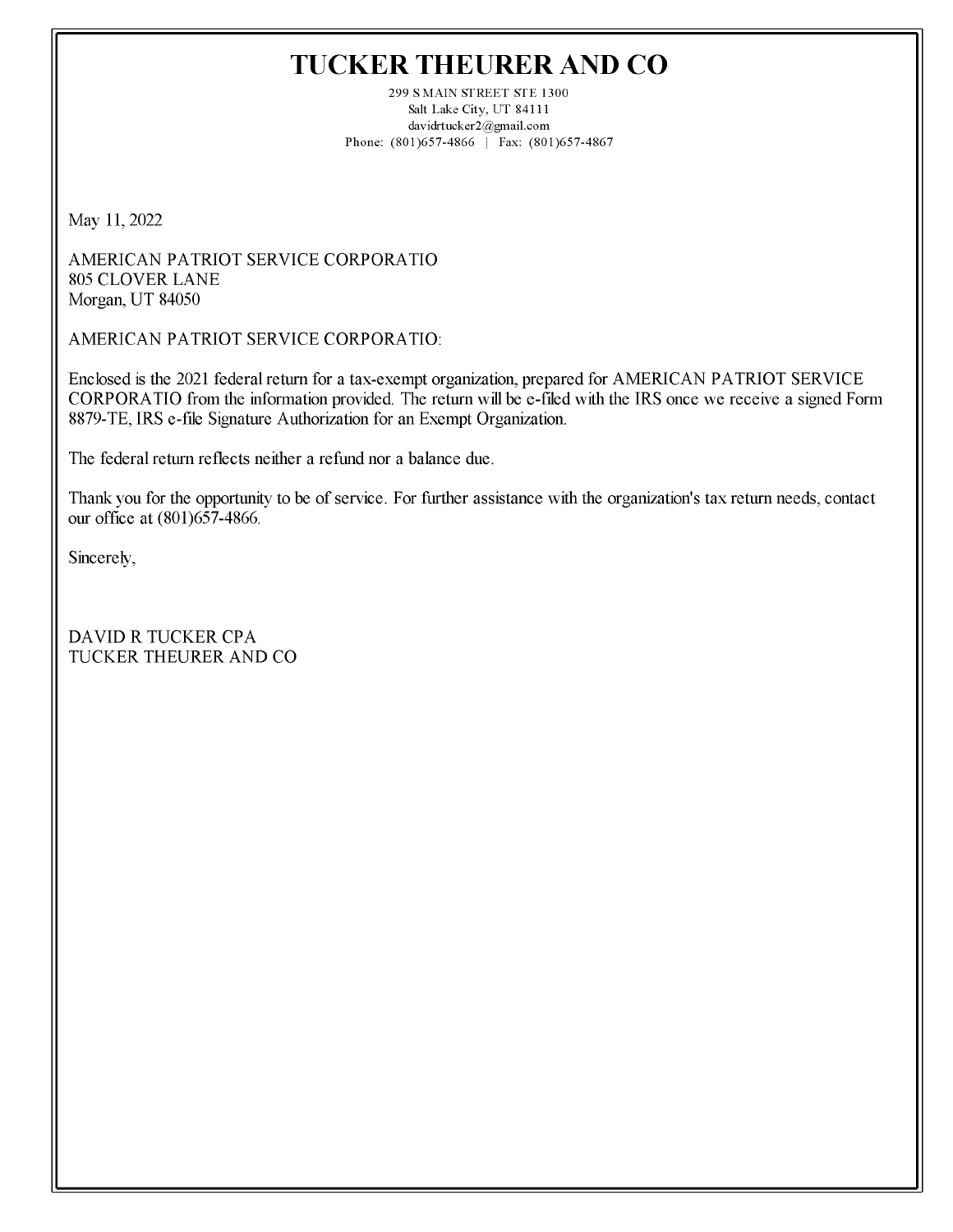# TUCKER THEURER AND CO

299 S MAIN STREET STE 1300
Salt Lake City, UT 84111
davidrtucker2@gmail.com
Phone: (801)657-4866 | Fax: (801)657-4867

May 11, 2022

AMERICAN PATRIOT SERVICE CORPORATIO
805 CLOVER LANE
Morgan, UT 84050

AMERICAN PATRIOT SERVICE CORPORATIO:

Enclosed is the 2021 federal return for a tax-exempt organization, prepared for AMERICAN PATRIOT SERVICE CORPORATIO from the information provided. The return will be e-filed with the IRS once we receive a signed Form 8879-TE, IRS e-file Signature Authorization for an Exempt Organization.

The federal return reflects neither a refund nor a balance due.

Thank you for the opportunity to be of service. For further assistance with the organization's tax return needs, contact our office at (801)657-4866.

Sincerely,

DAVID R TUCKER CPA
TUCKER THEURER AND CO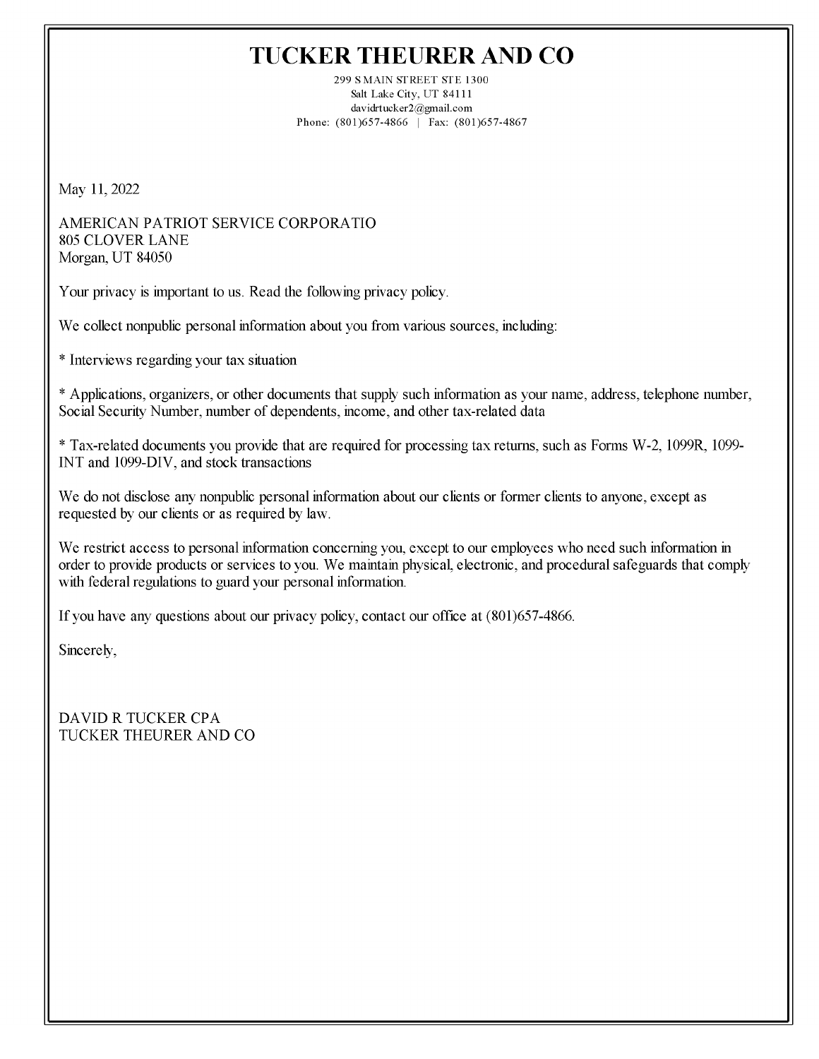# TUCKER THEURER AND CO

299 S MAIN STREET STE 1300
Salt Lake City, UT 84111
davidrtucker2@gmail.com
Phone: (801)657-4866 | Fax: (801)657-4867

May 11, 2022

AMERICAN PATRIOT SERVICE CORPORATIO
805 CLOVER LANE
Morgan, UT 84050

Your privacy is important to us. Read the following privacy policy.

We collect nonpublic personal information about you from various sources, including:

* Interviews regarding your tax situation

* Applications, organizers, or other documents that supply such information as your name, address, telephone number, Social Security Number, number of dependents, income, and other tax-related data

* Tax-related documents you provide that are required for processing tax returns, such as Forms W-2, 1099R, 1099-INT and 1099-DIV, and stock transactions

We do not disclose any nonpublic personal information about our clients or former clients to anyone, except as requested by our clients or as required by law.

We restrict access to personal information concerning you, except to our employees who need such information in order to provide products or services to you. We maintain physical, electronic, and procedural safeguards that comply with federal regulations to guard your personal information.

If you have any questions about our privacy policy, contact our office at (801)657-4866.

Sincerely,

DAVID R TUCKER CPA
TUCKER THEURER AND CO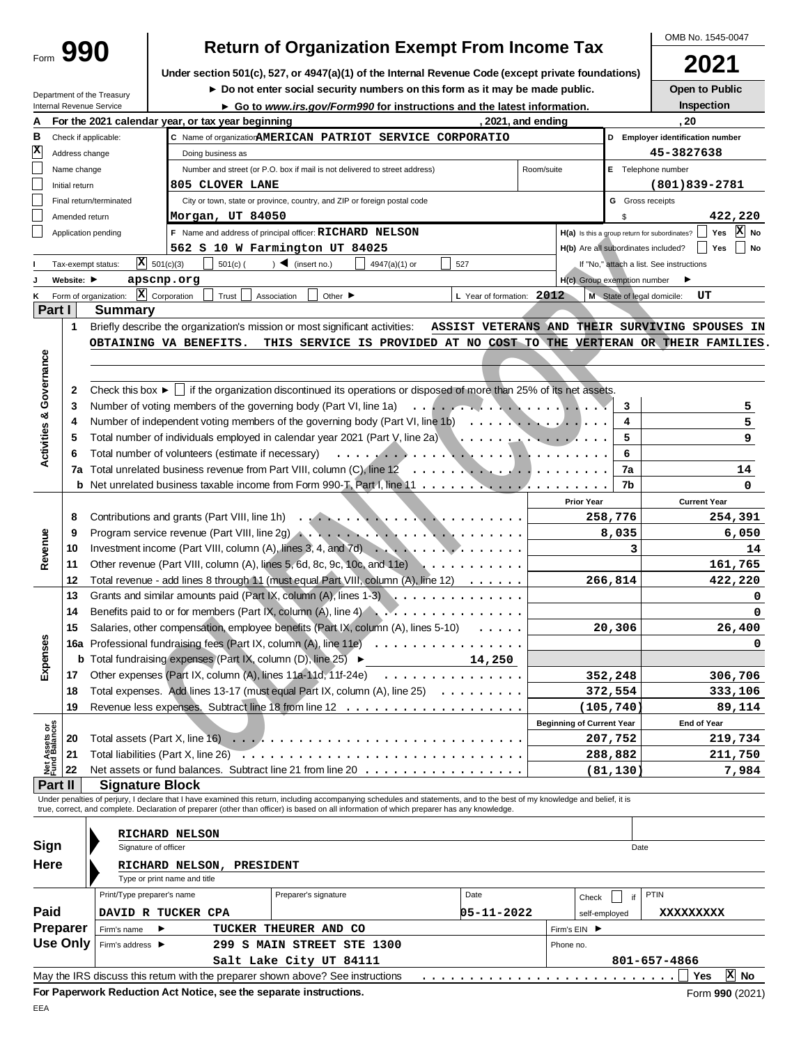Form **990**

# Return of Organization Exempt From Income Tax

**Under section 501(c), 527, or 4947(a)(1) of the Internal Revenue Code (except private foundations)**

► Do not enter social security numbers on this form as it may be made public.

► Go to *www.irs.gov/Form990* for instructions and the latest information.

Department of the Treasury
Internal Revenue Service

OMB No. 1545-0047

**2021**

**Open to Public Inspection**

**A** For the 2021 calendar year, or tax year beginning , 2021, and ending , 20

**B** Check if applicable:
- [X] Address change
- [ ] Name change
- [ ] Initial return
- [ ] Final return/terminated
- [ ] Amended return
- [ ] Application pending

**C** Name of organization: AMERICAN PATRIOT SERVICE CORPORATIO

Doing business as

Number and street (or P.O. box if mail is not delivered to street address): 805 CLOVER LANE    Room/suite

City or town, state or province, country, and ZIP or foreign postal code: Morgan, UT 84050

**D** Employer identification number: 45-3827638

**E** Telephone number: (801)839-2781

**G** Gross receipts $ 422,220

**F** Name and address of principal officer: RICHARD NELSON
562 S 10 W Farmington UT 84025

**H(a)** Is this a group return for subordinates? [ ] Yes [X] No

**H(b)** Are all subordinates included? [ ] Yes [ ] No
If "No," attach a list. See instructions

**H(c)** Group exemption number ►

**I** Tax-exempt status: [X] 501(c)(3) [ ] 501(c) ( ) ◄ (insert no.) [ ] 4947(a)(1) or [ ] 527

**J** Website: ► apscnp.org

**K** Form of organization: [X] Corporation [ ] Trust [ ] Association [ ] Other ►

**L** Year of formation: 2012

**M** State of legal domicile: UT

## Part I Summary

**Activities & Governance**

1 Briefly describe the organization's mission or most significant activities: ASSIST VETERANS AND THEIR SURVIVING SPOUSES IN OBTAINING VA BENEFITS. THIS SERVICE IS PROVIDED AT NO COST TO THE VETERAN OR THEIR FAMILIES.

2 Check this box ► [ ] if the organization discontinued its operations or disposed of more than 25% of its net assets.

| | | | |
|---|---|---|---|
| 3 | Number of voting members of the governing body (Part VI, line 1a) | 3 | 5 |
| 4 | Number of independent voting members of the governing body (Part VI, line 1b) | 4 | 5 |
| 5 | Total number of individuals employed in calendar year 2021 (Part V, line 2a) | 5 | 9 |
| 6 | Total number of volunteers (estimate if necessary) | 6 | |
| 7a | Total unrelated business revenue from Part VIII, column (C), line 12 | 7a | 14 |
| b | Net unrelated business taxable income from Form 990-T, Part I, line 11 | 7b | 0 |

| | | | Prior Year | Current Year |
|---|---|---|---|---|
| **Revenue** | 8 | Contributions and grants (Part VIII, line 1h) | 258,776 | 254,391 |
| | 9 | Program service revenue (Part VIII, line 2g) | 8,035 | 6,050 |
| | 10 | Investment income (Part VIII, column (A), lines 3, 4, and 7d) | 3 | 14 |
| | 11 | Other revenue (Part VIII, column (A), lines 5, 6d, 8c, 9c, 10c, and 11e) | | 161,765 |
| | 12 | Total revenue - add lines 8 through 11 (must equal Part VIII, column (A), line 12) | 266,814 | 422,220 |
| **Expenses** | 13 | Grants and similar amounts paid (Part IX, column (A), lines 1-3) | | 0 |
| | 14 | Benefits paid to or for members (Part IX, column (A), line 4) | | 0 |
| | 15 | Salaries, other compensation, employee benefits (Part IX, column (A), lines 5-10) | 20,306 | 26,400 |
| | 16a | Professional fundraising fees (Part IX, column (A), line 11e) | | 0 |
| | b | Total fundraising expenses (Part IX, column (D), line 25) ► 14,250 | | |
| | 17 | Other expenses (Part IX, column (A), lines 11a-11d, 11f-24e) | 352,248 | 306,706 |
| | 18 | Total expenses. Add lines 13-17 (must equal Part IX, column (A), line 25) | 372,554 | 333,106 |
| | 19 | Revenue less expenses. Subtract line 18 from line 12 | (105,740) | 89,114 |

| | | | Beginning of Current Year | End of Year |
|---|---|---|---|---|
| **Net Assets or Fund Balances** | 20 | Total assets (Part X, line 16) | 207,752 | 219,734 |
| | 21 | Total liabilities (Part X, line 26) | 288,882 | 211,750 |
| | 22 | Net assets or fund balances. Subtract line 21 from line 20 | (81,130) | 7,984 |

## Part II Signature Block

Under penalties of perjury, I declare that I have examined this return, including accompanying schedules and statements, and to the best of my knowledge and belief, it is true, correct, and complete. Declaration of preparer (other than officer) is based on all information of which preparer has any knowledge.

**Sign Here**

RICHARD NELSON
Signature of officer    Date

RICHARD NELSON, PRESIDENT
Type or print name and title

**Paid Preparer Use Only**

| Print/Type preparer's name | Preparer's signature | Date | Check [ ] if self-employed | PTIN |
|---|---|---|---|---|
| DAVID R TUCKER CPA | | 05-11-2022 | | XXXXXXXXX |

Firm's name ► TUCKER THEURER AND CO    Firm's EIN ►

Firm's address ► 299 S MAIN STREET STE 1300, Salt Lake City UT 84111    Phone no. 801-657-4866

May the IRS discuss this return with the preparer shown above? See instructions [ ] Yes [X] No

**For Paperwork Reduction Act Notice, see the separate instructions.**    Form **990** (2021)

EEA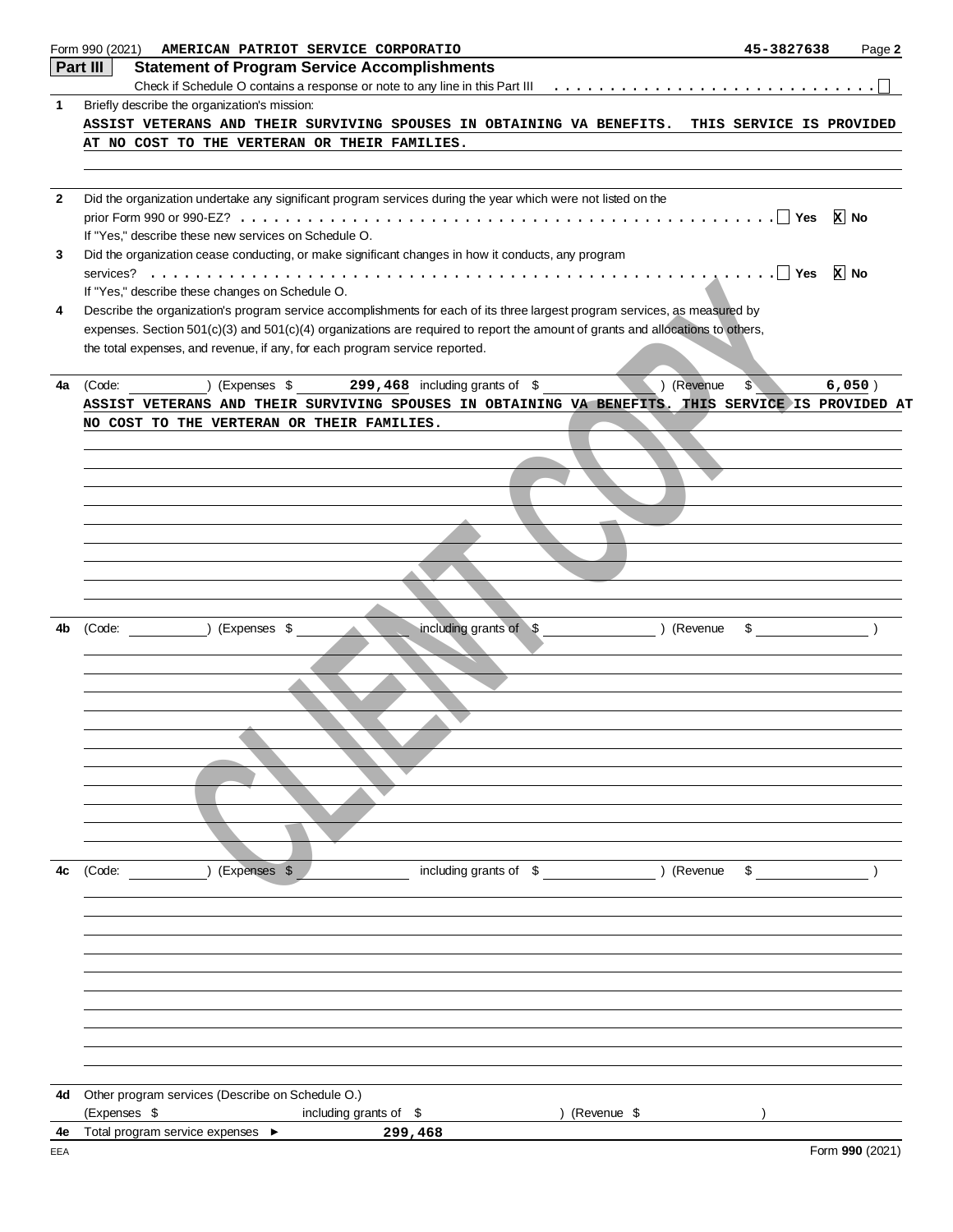Form 990 (2021) AMERICAN PATRIOT SERVICE CORPORATIO 45-3827638 Page 2

## Part III Statement of Program Service Accomplishments

Check if Schedule O contains a response or note to any line in this Part III . . . . . . . . . . . . . . . . . . . . . . . . . . . ☐

**1** Briefly describe the organization's mission:

ASSIST VETERANS AND THEIR SURVIVING SPOUSES IN OBTAINING VA BENEFITS. THIS SERVICE IS PROVIDED AT NO COST TO THE VERTERAN OR THEIR FAMILIES.

**2** Did the organization undertake any significant program services during the year which were not listed on the prior Form 990 or 990-EZ? . . . . . . . . . . . . . . . . . . . . . . . . . . . . . . . . . . . . . . . . ☐ Yes ☒ No

If "Yes," describe these new services on Schedule O.

**3** Did the organization cease conducting, or make significant changes in how it conducts, any program services? . . . . . . . . . . . . . . . . . . . . . . . . . . . . . . . . . . . . . . . . . . . . . . . . . . . ☐ Yes ☒ No

If "Yes," describe these changes on Schedule O.

**4** Describe the organization's program service accomplishments for each of its three largest program services, as measured by expenses. Section 501(c)(3) and 501(c)(4) organizations are required to report the amount of grants and allocations to others, the total expenses, and revenue, if any, for each program service reported.

**4a** (Code: ) (Expenses $ 299,468 including grants of $ ) (Revenue $ 6,050 )

ASSIST VETERANS AND THEIR SURVIVING SPOUSES IN OBTAINING VA BENEFITS. THIS SERVICE IS PROVIDED AT NO COST TO THE VERTERAN OR THEIR FAMILIES.

**4b** (Code: ) (Expenses $ including grants of $ ) (Revenue $ )

**4c** (Code: ) (Expenses $ including grants of $ ) (Revenue $ )

**4d** Other program services (Describe on Schedule O.)

(Expenses $ including grants of $ ) (Revenue $ )

**4e** Total program service expenses ► 299,468

EEA Form 990 (2021)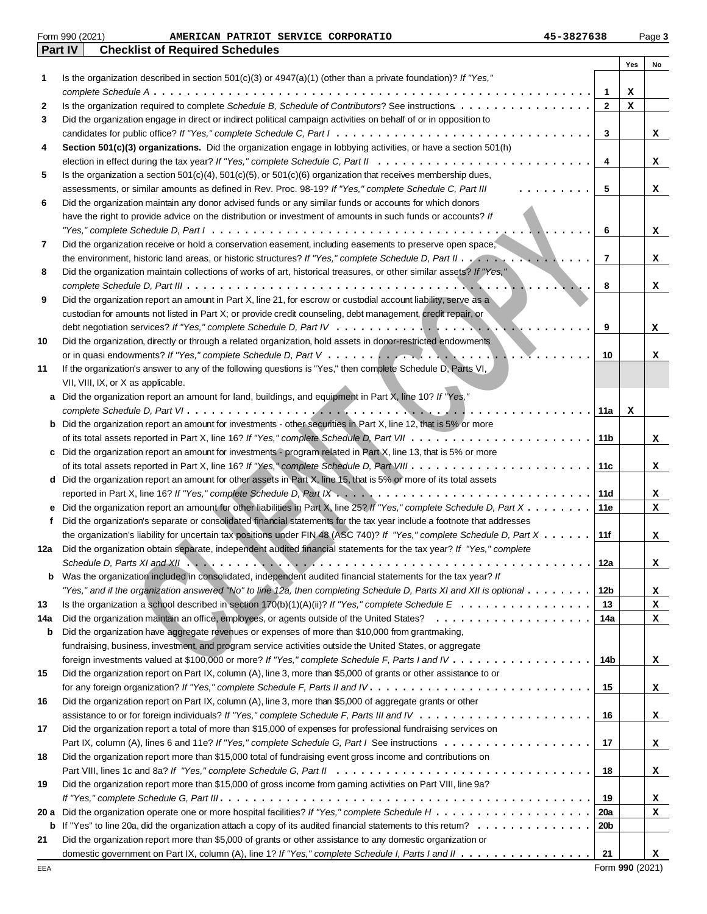Form 990 (2021) AMERICAN PATRIOT SERVICE CORPORATIO 45-3827638 Page 3

## Part IV Checklist of Required Schedules

| | | | Yes | No |
|---|---|---|---|---|
| 1 | Is the organization described in section 501(c)(3) or 4947(a)(1) (other than a private foundation)? *If "Yes," complete Schedule A* | 1 | X | |
| 2 | Is the organization required to complete *Schedule B, Schedule of Contributors*? See instructions | 2 | X | |
| 3 | Did the organization engage in direct or indirect political campaign activities on behalf of or in opposition to candidates for public office? *If "Yes," complete Schedule C, Part I* | 3 | | X |
| 4 | **Section 501(c)(3) organizations.** Did the organization engage in lobbying activities, or have a section 501(h) election in effect during the tax year? *If "Yes," complete Schedule C, Part II* | 4 | | X |
| 5 | Is the organization a section 501(c)(4), 501(c)(5), or 501(c)(6) organization that receives membership dues, assessments, or similar amounts as defined in Rev. Proc. 98-19? *If "Yes," complete Schedule C, Part III* | 5 | | X |
| 6 | Did the organization maintain any donor advised funds or any similar funds or accounts for which donors have the right to provide advice on the distribution or investment of amounts in such funds or accounts? *If "Yes," complete Schedule D, Part I* | 6 | | X |
| 7 | Did the organization receive or hold a conservation easement, including easements to preserve open space, the environment, historic land areas, or historic structures? *If "Yes," complete Schedule D, Part II* | 7 | | X |
| 8 | Did the organization maintain collections of works of art, historical treasures, or other similar assets? *If "Yes," complete Schedule D, Part III* | 8 | | X |
| 9 | Did the organization report an amount in Part X, line 21, for escrow or custodial account liability, serve as a custodian for amounts not listed in Part X; or provide credit counseling, debt management, credit repair, or debt negotiation services? *If "Yes," complete Schedule D, Part IV* | 9 | | X |
| 10 | Did the organization, directly or through a related organization, hold assets in donor-restricted endowments or in quasi endowments? *If "Yes," complete Schedule D, Part V* | 10 | | X |
| 11 | If the organization's answer to any of the following questions is "Yes," then complete Schedule D, Parts VI, VII, VIII, IX, or X as applicable. | | | |
| a | Did the organization report an amount for land, buildings, and equipment in Part X, line 10? *If "Yes," complete Schedule D, Part VI* | 11a | X | |
| b | Did the organization report an amount for investments - other securities in Part X, line 12, that is 5% or more of its total assets reported in Part X, line 16? *If "Yes," complete Schedule D, Part VII* | 11b | | X |
| c | Did the organization report an amount for investments - program related in Part X, line 13, that is 5% or more of its total assets reported in Part X, line 16? *If "Yes," complete Schedule D, Part VIII* | 11c | | X |
| d | Did the organization report an amount for other assets in Part X, line 15, that is 5% or more of its total assets reported in Part X, line 16? *If "Yes," complete Schedule D, Part IX* | 11d | | X |
| e | Did the organization report an amount for other liabilities in Part X, line 25? *If "Yes," complete Schedule D, Part X* | 11e | | X |
| f | Did the organization's separate or consolidated financial statements for the tax year include a footnote that addresses the organization's liability for uncertain tax positions under FIN 48 (ASC 740)? *If "Yes," complete Schedule D, Part X* | 11f | | X |
| 12a | Did the organization obtain separate, independent audited financial statements for the tax year? *If "Yes," complete Schedule D, Parts XI and XII* | 12a | | X |
| b | Was the organization included in consolidated, independent audited financial statements for the tax year? *If "Yes," and if the organization answered "No" to line 12a, then completing Schedule D, Parts XI and XII is optional* | 12b | | X |
| 13 | Is the organization a school described in section 170(b)(1)(A)(ii)? *If "Yes," complete Schedule E* | 13 | | X |
| 14a | Did the organization maintain an office, employees, or agents outside of the United States? | 14a | | X |
| b | Did the organization have aggregate revenues or expenses of more than $10,000 from grantmaking, fundraising, business, investment, and program service activities outside the United States, or aggregate foreign investments valued at $100,000 or more? *If "Yes," complete Schedule F, Parts I and IV* | 14b | | X |
| 15 | Did the organization report on Part IX, column (A), line 3, more than $5,000 of grants or other assistance to or for any foreign organization? *If "Yes," complete Schedule F, Parts II and IV* | 15 | | X |
| 16 | Did the organization report on Part IX, column (A), line 3, more than $5,000 of aggregate grants or other assistance to or for foreign individuals? *If "Yes," complete Schedule F, Parts III and IV* | 16 | | X |
| 17 | Did the organization report a total of more than $15,000 of expenses for professional fundraising services on Part IX, column (A), lines 6 and 11e? *If "Yes," complete Schedule G, Part I* See instructions | 17 | | X |
| 18 | Did the organization report more than $15,000 total of fundraising event gross income and contributions on Part VIII, lines 1c and 8a? *If "Yes," complete Schedule G, Part II* | 18 | | X |
| 19 | Did the organization report more than $15,000 of gross income from gaming activities on Part VIII, line 9a? *If "Yes," complete Schedule G, Part III* | 19 | | X |
| 20 a | Did the organization operate one or more hospital facilities? *If "Yes," complete Schedule H* | 20a | | X |
| b | If "Yes" to line 20a, did the organization attach a copy of its audited financial statements to this return? | 20b | | |
| 21 | Did the organization report more than $5,000 of grants or other assistance to any domestic organization or domestic government on Part IX, column (A), line 1? *If "Yes," complete Schedule I, Parts I and II* | 21 | | X |

EEA Form **990** (2021)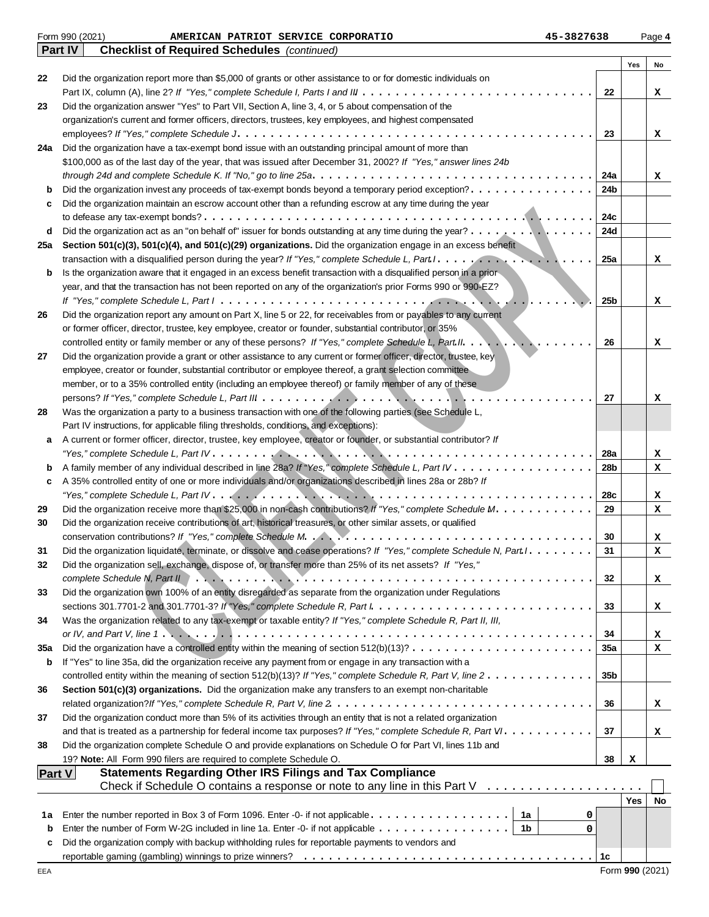Form 990 (2021) AMERICAN PATRIOT SERVICE CORPORATIO 45-3827638 Page 4

**Part IV Checklist of Required Schedules** *(continued)*

| | | | Yes | No |
|---|---|---|---|---|
| 22 | Did the organization report more than $5,000 of grants or other assistance to or for domestic individuals on Part IX, column (A), line 2? *If "Yes," complete Schedule I, Parts I and III* | 22 | | X |
| 23 | Did the organization answer "Yes" to Part VII, Section A, line 3, 4, or 5 about compensation of the organization's current and former officers, directors, trustees, key employees, and highest compensated employees? *If "Yes," complete Schedule J* | 23 | | X |
| 24a | Did the organization have a tax-exempt bond issue with an outstanding principal amount of more than $100,000 as of the last day of the year, that was issued after December 31, 2002? *If "Yes," answer lines 24b through 24d and complete Schedule K. If "No," go to line 25a* | 24a | | X |
| b | Did the organization invest any proceeds of tax-exempt bonds beyond a temporary period exception? | 24b | | |
| c | Did the organization maintain an escrow account other than a refunding escrow at any time during the year to defease any tax-exempt bonds? | 24c | | |
| d | Did the organization act as an "on behalf of" issuer for bonds outstanding at any time during the year? | 24d | | |
| 25a | **Section 501(c)(3), 501(c)(4), and 501(c)(29) organizations.** Did the organization engage in an excess benefit transaction with a disqualified person during the year? *If "Yes," complete Schedule L, Part I* | 25a | | X |
| b | Is the organization aware that it engaged in an excess benefit transaction with a disqualified person in a prior year, and that the transaction has not been reported on any of the organization's prior Forms 990 or 990-EZ? *If "Yes," complete Schedule L, Part I* | 25b | | X |
| 26 | Did the organization report any amount on Part X, line 5 or 22, for receivables from or payables to any current or former officer, director, trustee, key employee, creator or founder, substantial contributor, or 35% controlled entity or family member of any of these persons? *If "Yes," complete Schedule L, Part II* | 26 | | X |
| 27 | Did the organization provide a grant or other assistance to any current or former officer, director, trustee, key employee, creator or founder, substantial contributor or employee thereof, a grant selection committee member, or to a 35% controlled entity (including an employee thereof) or family member of any of these persons? *If "Yes," complete Schedule L, Part III* | 27 | | X |
| 28 | Was the organization a party to a business transaction with one of the following parties (see Schedule L, Part IV instructions, for applicable filing thresholds, conditions, and exceptions): | | | |
| a | A current or former officer, director, trustee, key employee, creator or founder, or substantial contributor? *If "Yes," complete Schedule L, Part IV* | 28a | | X |
| b | A family member of any individual described in line 28a? *If "Yes," complete Schedule L, Part IV* | 28b | | X |
| c | A 35% controlled entity of one or more individuals and/or organizations described in lines 28a or 28b? *If "Yes," complete Schedule L, Part IV* | 28c | | X |
| 29 | Did the organization receive more than $25,000 in non-cash contributions? *If "Yes," complete Schedule M* | 29 | | X |
| 30 | Did the organization receive contributions of art, historical treasures, or other similar assets, or qualified conservation contributions? *If "Yes," complete Schedule M* | 30 | | X |
| 31 | Did the organization liquidate, terminate, or dissolve and cease operations? *If "Yes," complete Schedule N, Part I* | 31 | | X |
| 32 | Did the organization sell, exchange, dispose of, or transfer more than 25% of its net assets? *If "Yes," complete Schedule N, Part II* | 32 | | X |
| 33 | Did the organization own 100% of an entity disregarded as separate from the organization under Regulations sections 301.7701-2 and 301.7701-3? *If "Yes," complete Schedule R, Part I* | 33 | | X |
| 34 | Was the organization related to any tax-exempt or taxable entity? *If "Yes," complete Schedule R, Part II, III, or IV, and Part V, line 1* | 34 | | X |
| 35a | Did the organization have a controlled entity within the meaning of section 512(b)(13)? | 35a | | X |
| b | If "Yes" to line 35a, did the organization receive any payment from or engage in any transaction with a controlled entity within the meaning of section 512(b)(13)? *If "Yes," complete Schedule R, Part V, line 2* | 35b | | |
| 36 | **Section 501(c)(3) organizations.** Did the organization make any transfers to an exempt non-charitable related organization? *If "Yes," complete Schedule R, Part V, line 2* | 36 | | X |
| 37 | Did the organization conduct more than 5% of its activities through an entity that is not a related organization and that is treated as a partnership for federal income tax purposes? *If "Yes," complete Schedule R, Part VI* | 37 | | X |
| 38 | Did the organization complete Schedule O and provide explanations on Schedule O for Part VI, lines 11b and 19? **Note:** All Form 990 filers are required to complete Schedule O. | 38 | X | |

**Part V Statements Regarding Other IRS Filings and Tax Compliance**

Check if Schedule O contains a response or note to any line in this Part V ☐

| | | | | | Yes | No |
|---|---|---|---|---|---|---|
| 1a | Enter the number reported in Box 3 of Form 1096. Enter -0- if not applicable | 1a | 0 | | | |
| b | Enter the number of Form W-2G included in line 1a. Enter -0- if not applicable | 1b | 0 | | | |
| c | Did the organization comply with backup withholding rules for reportable payments to vendors and reportable gaming (gambling) winnings to prize winners? | | | 1c | | |

EEA Form **990** (2021)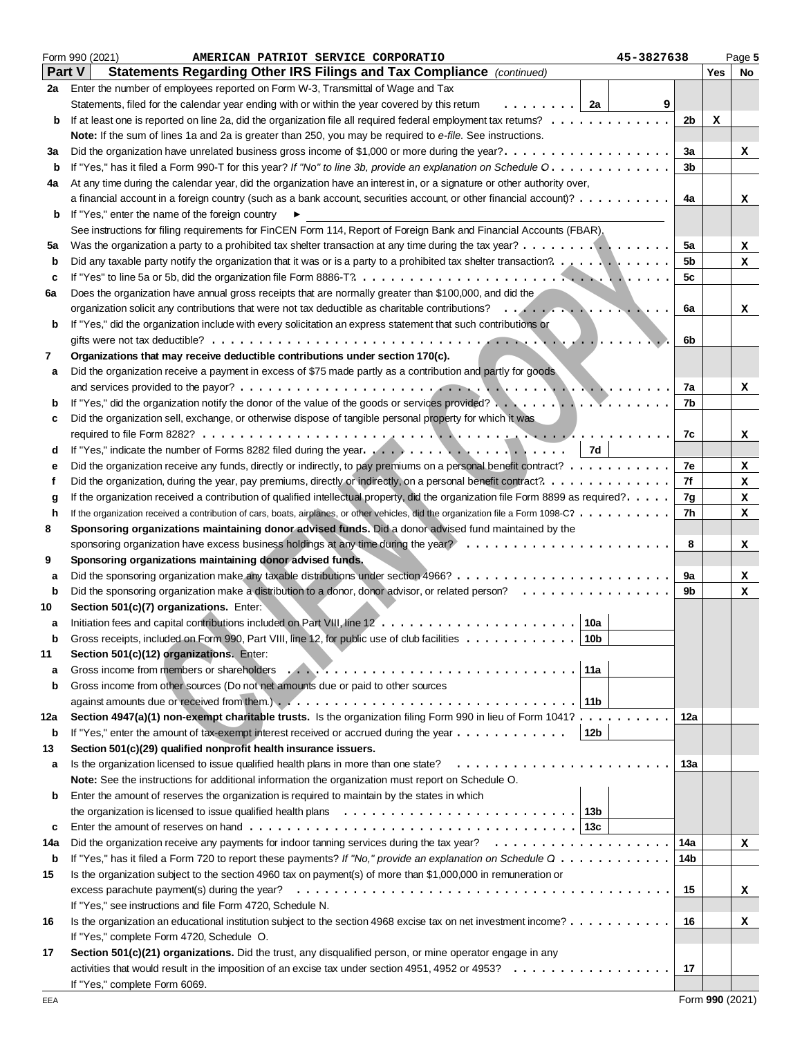Form 990 (2021) AMERICAN PATRIOT SERVICE CORPORATIO 45-3827638 Page 5

**Part V Statements Regarding Other IRS Filings and Tax Compliance** *(continued)*

| | | | | | Yes | No |
|---|---|---|---|---|---|---|
| **2a** | Enter the number of employees reported on Form W-3, Transmittal of Wage and Tax Statements, filed for the calendar year ending with or within the year covered by this return | 2a | 9 | | | |
| **b** | If at least one is reported on line 2a, did the organization file all required federal employment tax returns? | | | 2b | X | |
| | **Note:** If the sum of lines 1a and 2a is greater than 250, you may be required to *e-file.* See instructions. | | | | | |
| **3a** | Did the organization have unrelated business gross income of $1,000 or more during the year? | | | 3a | | X |
| **b** | If "Yes," has it filed a Form 990-T for this year? *If "No" to line 3b, provide an explanation on Schedule O* | | | 3b | | |
| **4a** | At any time during the calendar year, did the organization have an interest in, or a signature or other authority over, a financial account in a foreign country (such as a bank account, securities account, or other financial account)? | | | 4a | | X |
| **b** | If "Yes," enter the name of the foreign country ► | | | | | |
| | See instructions for filing requirements for FinCEN Form 114, Report of Foreign Bank and Financial Accounts (FBAR). | | | | | |
| **5a** | Was the organization a party to a prohibited tax shelter transaction at any time during the tax year? | | | 5a | | X |
| **b** | Did any taxable party notify the organization that it was or is a party to a prohibited tax shelter transaction? | | | 5b | | X |
| **c** | If "Yes" to line 5a or 5b, did the organization file Form 8886-T? | | | 5c | | |
| **6a** | Does the organization have annual gross receipts that are normally greater than $100,000, and did the organization solicit any contributions that were not tax deductible as charitable contributions? | | | 6a | | X |
| **b** | If "Yes," did the organization include with every solicitation an express statement that such contributions or gifts were not tax deductible? | | | 6b | | |
| **7** | **Organizations that may receive deductible contributions under section 170(c).** | | | | | |
| **a** | Did the organization receive a payment in excess of $75 made partly as a contribution and partly for goods and services provided to the payor? | | | 7a | | X |
| **b** | If "Yes," did the organization notify the donor of the value of the goods or services provided? | | | 7b | | |
| **c** | Did the organization sell, exchange, or otherwise dispose of tangible personal property for which it was required to file Form 8282? | | | 7c | | X |
| **d** | If "Yes," indicate the number of Forms 8282 filed during the year | 7d | | | | |
| **e** | Did the organization receive any funds, directly or indirectly, to pay premiums on a personal benefit contract? | | | 7e | | X |
| **f** | Did the organization, during the year, pay premiums, directly or indirectly, on a personal benefit contract? | | | 7f | | X |
| **g** | If the organization received a contribution of qualified intellectual property, did the organization file Form 8899 as required? | | | 7g | | X |
| **h** | If the organization received a contribution of cars, boats, airplanes, or other vehicles, did the organization file a Form 1098-C? | | | 7h | | X |
| **8** | **Sponsoring organizations maintaining donor advised funds.** Did a donor advised fund maintained by the sponsoring organization have excess business holdings at any time during the year? | | | 8 | | X |
| **9** | **Sponsoring organizations maintaining donor advised funds.** | | | | | |
| **a** | Did the sponsoring organization make any taxable distributions under section 4966? | | | 9a | | X |
| **b** | Did the sponsoring organization make a distribution to a donor, donor advisor, or related person? | | | 9b | | X |
| **10** | **Section 501(c)(7) organizations.** Enter: | | | | | |
| **a** | Initiation fees and capital contributions included on Part VIII, line 12 | 10a | | | | |
| **b** | Gross receipts, included on Form 990, Part VIII, line 12, for public use of club facilities | 10b | | | | |
| **11** | **Section 501(c)(12) organizations.** Enter: | | | | | |
| **a** | Gross income from members or shareholders | 11a | | | | |
| **b** | Gross income from other sources (Do not net amounts due or paid to other sources against amounts due or received from them.) | 11b | | | | |
| **12a** | **Section 4947(a)(1) non-exempt charitable trusts.** Is the organization filing Form 990 in lieu of Form 1041? | | | 12a | | |
| **b** | If "Yes," enter the amount of tax-exempt interest received or accrued during the year | 12b | | | | |
| **13** | **Section 501(c)(29) qualified nonprofit health insurance issuers.** | | | | | |
| **a** | Is the organization licensed to issue qualified health plans in more than one state? | | | 13a | | |
| | **Note:** See the instructions for additional information the organization must report on Schedule O. | | | | | |
| **b** | Enter the amount of reserves the organization is required to maintain by the states in which the organization is licensed to issue qualified health plans | 13b | | | | |
| **c** | Enter the amount of reserves on hand | 13c | | | | |
| **14a** | Did the organization receive any payments for indoor tanning services during the tax year? | | | 14a | | X |
| **b** | If "Yes," has it filed a Form 720 to report these payments? *If "No," provide an explanation on Schedule O* | | | 14b | | |
| **15** | Is the organization subject to the section 4960 tax on payment(s) of more than $1,000,000 in remuneration or excess parachute payment(s) during the year? | | | 15 | | X |
| | If "Yes," see instructions and file Form 4720, Schedule N. | | | | | |
| **16** | Is the organization an educational institution subject to the section 4968 excise tax on net investment income? | | | 16 | | X |
| | If "Yes," complete Form 4720, Schedule O. | | | | | |
| **17** | **Section 501(c)(21) organizations.** Did the trust, any disqualified person, or mine operator engage in any activities that would result in the imposition of an excise tax under section 4951, 4952 or 4953? | | | 17 | | |
| | If "Yes," complete Form 6069. | | | | | |

EEA Form **990** (2021)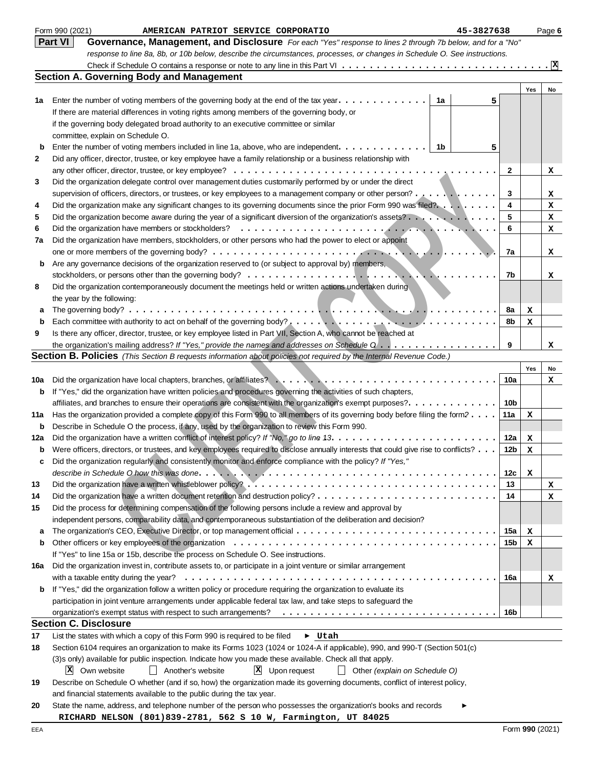Form 990 (2021) AMERICAN PATRIOT SERVICE CORPORATIO 45-3827638 Page 6

## Part VI Governance, Management, and Disclosure

*For each "Yes" response to lines 2 through 7b below, and for a "No" response to line 8a, 8b, or 10b below, describe the circumstances, processes, or changes in Schedule O. See instructions.*

Check if Schedule O contains a response or note to any line in this Part VI . . . . . X

### Section A. Governing Body and Management

| | | | | Yes | No |
|---|---|---|---|---|---|
| 1a | Enter the number of voting members of the governing body at the end of the tax year. If there are material differences in voting rights among members of the governing body, or if the governing body delegated broad authority to an executive committee or similar committee, explain on Schedule O. | 1a 5 | | | |
| b | Enter the number of voting members included in line 1a, above, who are independent. | 1b 5 | | | |
| 2 | Did any officer, director, trustee, or key employee have a family relationship or a business relationship with any other officer, director, trustee, or key employee? | | 2 | | X |
| 3 | Did the organization delegate control over management duties customarily performed by or under the direct supervision of officers, directors, or trustees, or key employees to a management company or other person? | | 3 | | X |
| 4 | Did the organization make any significant changes to its governing documents since the prior Form 990 was filed? | | 4 | | X |
| 5 | Did the organization become aware during the year of a significant diversion of the organization's assets? | | 5 | | X |
| 6 | Did the organization have members or stockholders? | | 6 | | X |
| 7a | Did the organization have members, stockholders, or other persons who had the power to elect or appoint one or more members of the governing body? | | 7a | | X |
| b | Are any governance decisions of the organization reserved to (or subject to approval by) members, stockholders, or persons other than the governing body? | | 7b | | X |
| 8 | Did the organization contemporaneously document the meetings held or written actions undertaken during the year by the following: | | | | |
| a | The governing body? | | 8a | X | |
| b | Each committee with authority to act on behalf of the governing body? | | 8b | X | |
| 9 | Is there any officer, director, trustee, or key employee listed in Part VII, Section A, who cannot be reached at the organization's mailing address? *If "Yes," provide the names and addresses on Schedule O* | | 9 | | X |

### Section B. Policies *(This Section B requests information about policies not required by the Internal Revenue Code.)*

| | | | Yes | No |
|---|---|---|---|---|
| 10a | Did the organization have local chapters, branches, or affiliates? | 10a | | X |
| b | If "Yes," did the organization have written policies and procedures governing the activities of such chapters, affiliates, and branches to ensure their operations are consistent with the organization's exempt purposes? | 10b | | |
| 11a | Has the organization provided a complete copy of this Form 990 to all members of its governing body before filing the form? | 11a | X | |
| b | Describe in Schedule O the process, if any, used by the organization to review this Form 990. | | | |
| 12a | Did the organization have a written conflict of interest policy? *If "No," go to line 13.* | 12a | X | |
| b | Were officers, directors, or trustees, and key employees required to disclose annually interests that could give rise to conflicts? | 12b | X | |
| c | Did the organization regularly and consistently monitor and enforce compliance with the policy? *If "Yes," describe in Schedule O how this was done* | 12c | X | |
| 13 | Did the organization have a written whistleblower policy? | 13 | | X |
| 14 | Did the organization have a written document retention and destruction policy? | 14 | | X |
| 15 | Did the process for determining compensation of the following persons include a review and approval by independent persons, comparability data, and contemporaneous substantiation of the deliberation and decision? | | | |
| a | The organization's CEO, Executive Director, or top management official | 15a | X | |
| b | Other officers or key employees of the organization | 15b | X | |
| | If "Yes" to line 15a or 15b, describe the process on Schedule O. See instructions. | | | |
| 16a | Did the organization invest in, contribute assets to, or participate in a joint venture or similar arrangement with a taxable entity during the year? | 16a | | X |
| b | If "Yes," did the organization follow a written policy or procedure requiring the organization to evaluate its participation in joint venture arrangements under applicable federal tax law, and take steps to safeguard the organization's exempt status with respect to such arrangements? | 16b | | |

### Section C. Disclosure

17 List the states with which a copy of this Form 990 is required to be filed ► Utah

18 Section 6104 requires an organization to make its Forms 1023 (1024 or 1024-A if applicable), 990, and 990-T (Section 501(c)(3)s only) available for public inspection. Indicate how you made these available. Check all that apply.

[X] Own website [ ] Another's website [X] Upon request [ ] Other *(explain on Schedule O)*

19 Describe on Schedule O whether (and if so, how) the organization made its governing documents, conflict of interest policy, and financial statements available to the public during the tax year.

20 State the name, address, and telephone number of the person who possesses the organization's books and records ►

RICHARD NELSON (801)839-2781, 562 S 10 W, Farmington, UT 84025

EEA Form 990 (2021)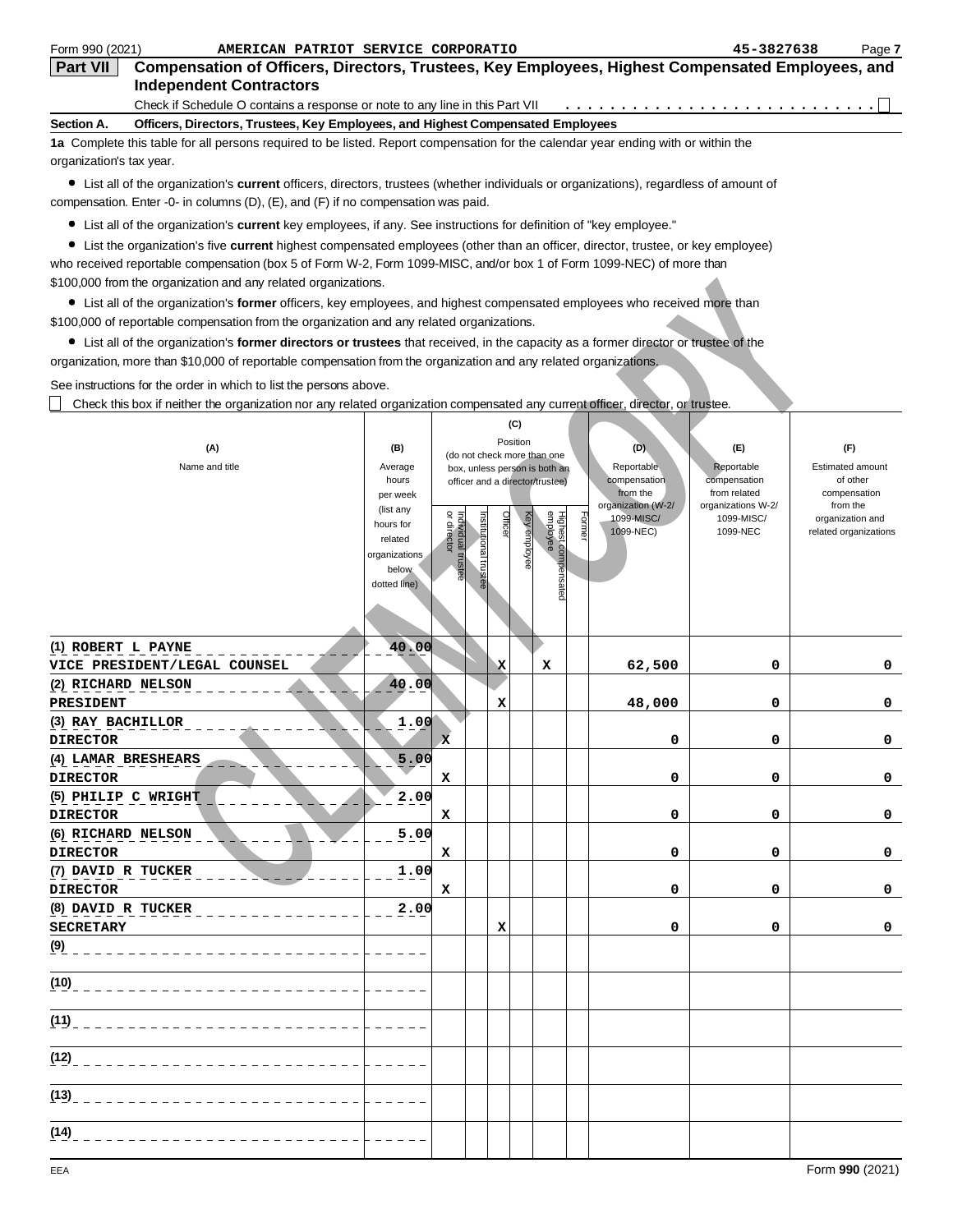Form 990 (2021) AMERICAN PATRIOT SERVICE CORPORATIO 45-3827638

## Part VII Compensation of Officers, Directors, Trustees, Key Employees, Highest Compensated Employees, and Independent Contractors

Check if Schedule O contains a response or note to any line in this Part VII . . . . . . . . . . . . . . . . . . . . . . . . . . . . ☐

**Section A. Officers, Directors, Trustees, Key Employees, and Highest Compensated Employees**

**1a** Complete this table for all persons required to be listed. Report compensation for the calendar year ending with or within the organization's tax year.

- List all of the organization's **current** officers, directors, trustees (whether individuals or organizations), regardless of amount of compensation. Enter -0- in columns (D), (E), and (F) if no compensation was paid.
- List all of the organization's **current** key employees, if any. See instructions for definition of "key employee."
- List the organization's five **current** highest compensated employees (other than an officer, director, trustee, or key employee) who received reportable compensation (box 5 of Form W-2, Form 1099-MISC, and/or box 1 of Form 1099-NEC) of more than $100,000 from the organization and any related organizations.
- List all of the organization's **former** officers, key employees, and highest compensated employees who received more than $100,000 of reportable compensation from the organization and any related organizations.
- List all of the organization's **former directors or trustees** that received, in the capacity as a former director or trustee of the organization, more than $10,000 of reportable compensation from the organization and any related organizations.

See instructions for the order in which to list the persons above.

☐ Check this box if neither the organization nor any related organization compensated any current officer, director, or trustee.

| (A) Name and title | (B) Average hours per week (list any hours for related organizations below dotted line) | (C) Position (do not check more than one box, unless person is both an officer and a director/trustee) | | | | | | (D) Reportable compensation from the organization (W-2/ 1099-MISC/ 1099-NEC) | (E) Reportable compensation from related organizations W-2/ 1099-MISC/ 1099-NEC | (F) Estimated amount of other compensation from the organization and related organizations |
|---|---|---|---|---|---|---|---|---|---|---|
| | | Individual trustee or director | Institutional trustee | Officer | Key employee | Highest compensated employee | Former | | | |
| (1) ROBERT L PAYNE<br>VICE PRESIDENT/LEGAL COUNSEL | 40.00 | | | X | | X | | 62,500 | 0 | 0 |
| (2) RICHARD NELSON<br>PRESIDENT | 40.00 | | | X | | | | 48,000 | 0 | 0 |
| (3) RAY BACHILLOR<br>DIRECTOR | 1.00 | X | | | | | | 0 | 0 | 0 |
| (4) LAMAR BRESHEARS<br>DIRECTOR | 5.00 | X | | | | | | 0 | 0 | 0 |
| (5) PHILIP C WRIGHT<br>DIRECTOR | 2.00 | X | | | | | | 0 | 0 | 0 |
| (6) RICHARD NELSON<br>DIRECTOR | 5.00 | X | | | | | | 0 | 0 | 0 |
| (7) DAVID R TUCKER<br>DIRECTOR | 1.00 | X | | | | | | 0 | 0 | 0 |
| (8) DAVID R TUCKER<br>SECRETARY | 2.00 | | | X | | | | 0 | 0 | 0 |
| (9) | | | | | | | | | | |
| (10) | | | | | | | | | | |
| (11) | | | | | | | | | | |
| (12) | | | | | | | | | | |
| (13) | | | | | | | | | | |
| (14) | | | | | | | | | | |

EEA Form **990** (2021)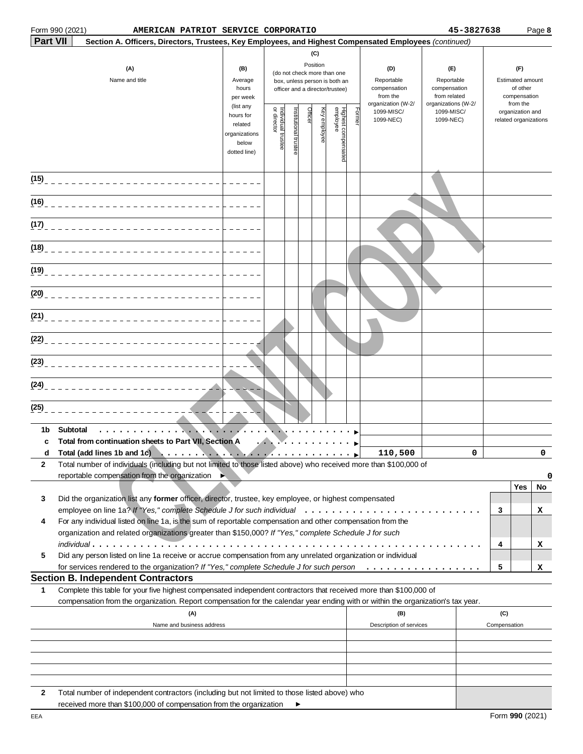Form 990 (2021) AMERICAN PATRIOT SERVICE CORPORATIO 45-3827638 Page 8

**Part VII** **Section A. Officers, Directors, Trustees, Key Employees, and Highest Compensated Employees** *(continued)*

| (A) Name and title | (B) Average hours per week (list any hours for related organizations below dotted line) | (C) Position (do not check more than one box, unless person is both an officer and a director/trustee): Individual trustee or director | Institutional trustee | Officer | Key employee | Highest compensated employee | Former | (D) Reportable compensation from the organization (W-2/ 1099-MISC/ 1099-NEC) | (E) Reportable compensation from related organizations (W-2/ 1099-MISC/ 1099-NEC) | (F) Estimated amount of other compensation from the organization and related organizations |
|---|---|---|---|---|---|---|---|---|---|---|
| (15) | | | | | | | | | | |
| (16) | | | | | | | | | | |
| (17) | | | | | | | | | | |
| (18) | | | | | | | | | | |
| (19) | | | | | | | | | | |
| (20) | | | | | | | | | | |
| (21) | | | | | | | | | | |
| (22) | | | | | | | | | | |
| (23) | | | | | | | | | | |
| (24) | | | | | | | | | | |
| (25) | | | | | | | | | | |
| **1b Subtotal** | | | | | | | | | | |
| **c Total from continuation sheets to Part VII, Section A** | | | | | | | | | | |
| **d Total (add lines 1b and 1c)** | | | | | | | | 110,500 | 0 | 0 |

**2** Total number of individuals (including but not limited to those listed above) who received more than $100,000 of reportable compensation from the organization ▶ 0

| | | | Yes | No |
|---|---|---|---|---|
| **3** | Did the organization list any **former** officer, director, trustee, key employee, or highest compensated employee on line 1a? *If "Yes," complete Schedule J for such individual* | 3 | | X |
| **4** | For any individual listed on line 1a, is the sum of reportable compensation and other compensation from the organization and related organizations greater than $150,000? *If "Yes," complete Schedule J for such individual* | 4 | | X |
| **5** | Did any person listed on line 1a receive or accrue compensation from any unrelated organization or individual for services rendered to the organization? *If "Yes," complete Schedule J for such person* | 5 | | X |

## Section B. Independent Contractors

**1** Complete this table for your five highest compensated independent contractors that received more than $100,000 of compensation from the organization. Report compensation for the calendar year ending with or within the organization's tax year.

| (A) Name and business address | (B) Description of services | (C) Compensation |
|---|---|---|
| | | |
| | | |
| | | |
| | | |
| | | |

**2** Total number of independent contractors (including but not limited to those listed above) who received more than $100,000 of compensation from the organization ▶

EEA Form **990** (2021)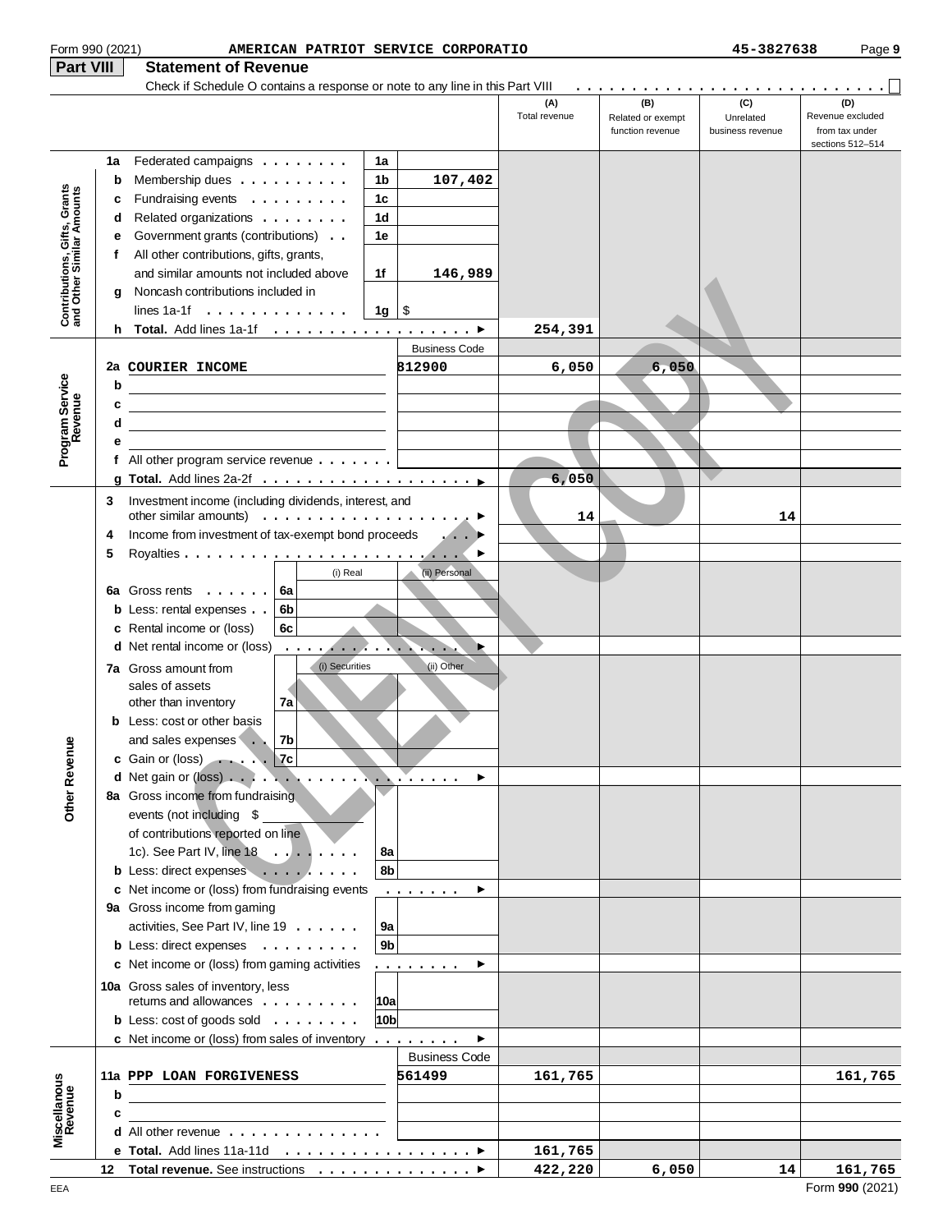Form 990 (2021) AMERICAN PATRIOT SERVICE CORPORATIO 45-3827638 Page 9

## Part VIII Statement of Revenue

Check if Schedule O contains a response or note to any line in this Part VIII . . . . . . . . . . . . . . . . . . . . . . . . . . . . ☐

| | | | | (A) Total revenue | (B) Related or exempt function revenue | (C) Unrelated business revenue | (D) Revenue excluded from tax under sections 512–514 |
|---|---|---|---|---|---|---|---|
| **Contributions, Gifts, Grants and Other Similar Amounts** | **1a** Federated campaigns | 1a | | | | | |
| | **b** Membership dues | 1b | 107,402 | | | | |
| | **c** Fundraising events | 1c | | | | | |
| | **d** Related organizations | 1d | | | | | |
| | **e** Government grants (contributions) | 1e | | | | | |
| | **f** All other contributions, gifts, grants, and similar amounts not included above | 1f | 146,989 | | | | |
| | **g** Noncash contributions included in lines 1a-1f | 1g | $ | | | | |
| | **h Total.** Add lines 1a-1f | | ▶ | 254,391 | | | |
| **Program Service Revenue** | | | Business Code | | | | |
| | **2a** COURIER INCOME | | 812900 | 6,050 | 6,050 | | |
| | **b** | | | | | | |
| | **c** | | | | | | |
| | **d** | | | | | | |
| | **e** | | | | | | |
| | **f** All other program service revenue | | | | | | |
| | **g Total.** Add lines 2a-2f | | ▶ | 6,050 | | | |
| **Other Revenue** | **3** Investment income (including dividends, interest, and other similar amounts) | | ▶ | 14 | | 14 | |
| | **4** Income from investment of tax-exempt bond proceeds | | ▶ | | | | |
| | **5** Royalties | | ▶ | | | | |
| | | (i) Real | (ii) Personal | | | | |
| | **6a** Gross rents 6a | | | | | | |
| | **b** Less: rental expenses 6b | | | | | | |
| | **c** Rental income or (loss) 6c | | | | | | |
| | **d** Net rental income or (loss) | | ▶ | | | | |
| | | (i) Securities | (ii) Other | | | | |
| | **7a** Gross amount from sales of assets other than inventory 7a | | | | | | |
| | **b** Less: cost or other basis and sales expenses 7b | | | | | | |
| | **c** Gain or (loss) 7c | | | | | | |
| | **d** Net gain or (loss) | | ▶ | | | | |
| | **8a** Gross income from fundraising events (not including $ of contributions reported on line 1c). See Part IV, line 18 | 8a | | | | | |
| | **b** Less: direct expenses | 8b | | | | | |
| | **c** Net income or (loss) from fundraising events | | ▶ | | | | |
| | **9a** Gross income from gaming activities, See Part IV, line 19 | 9a | | | | | |
| | **b** Less: direct expenses | 9b | | | | | |
| | **c** Net income or (loss) from gaming activities | | ▶ | | | | |
| | **10a** Gross sales of inventory, less returns and allowances | 10a | | | | | |
| | **b** Less: cost of goods sold | 10b | | | | | |
| | **c** Net income or (loss) from sales of inventory | | ▶ | | | | |
| **Miscellaneous Revenue** | | | Business Code | | | | |
| | **11a** PPP LOAN FORGIVENESS | | 561499 | 161,765 | | | 161,765 |
| | **b** | | | | | | |
| | **c** | | | | | | |
| | **d** All other revenue | | | | | | |
| | **e Total.** Add lines 11a-11d | | ▶ | 161,765 | | | |
| | **12 Total revenue.** See instructions | | ▶ | 422,220 | 6,050 | 14 | 161,765 |

EEA Form **990** (2021)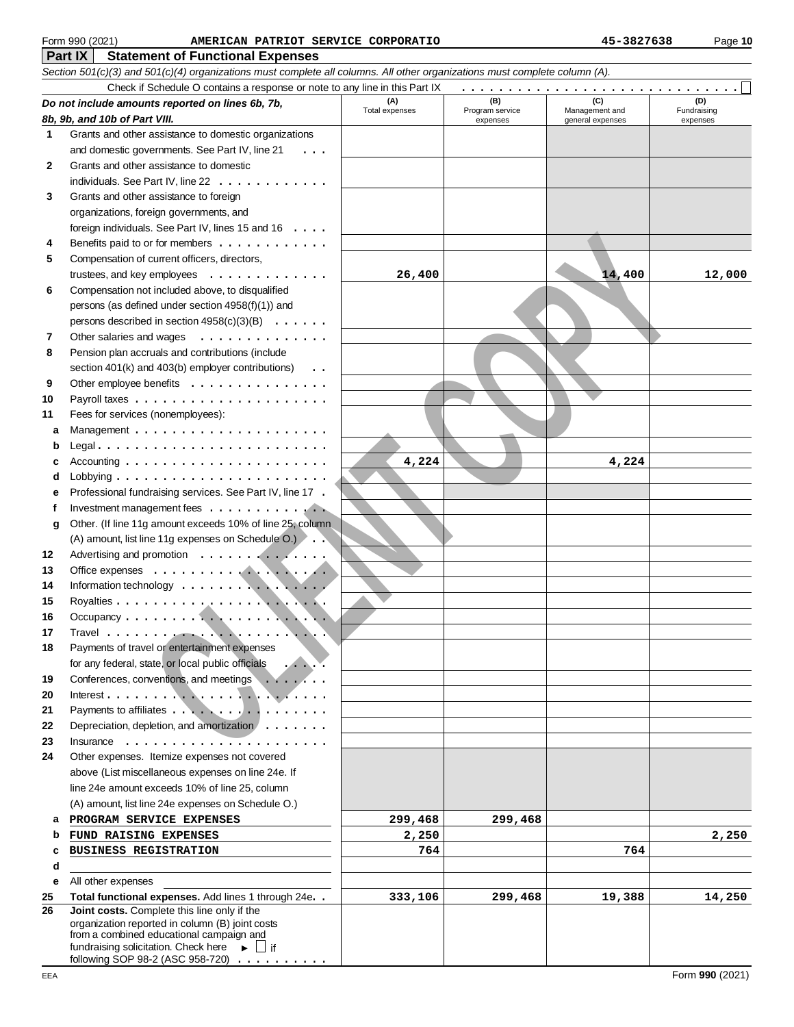Form 990 (2021) AMERICAN PATRIOT SERVICE CORPORATIO 45-3827638

## Part IX Statement of Functional Expenses

*Section 501(c)(3) and 501(c)(4) organizations must complete all columns. All other organizations must complete column (A).*

Check if Schedule O contains a response or note to any line in this Part IX . . . . . . . . . . . . . . . . . . . . . . . . . . . . . ☐

| *Do not include amounts reported on lines 6b, 7b, 8b, 9b, and 10b of Part VIII.* | (A) Total expenses | (B) Program service expenses | (C) Management and general expenses | (D) Fundraising expenses |
|---|---|---|---|---|
| 1 Grants and other assistance to domestic organizations and domestic governments. See Part IV, line 21 | | | | |
| 2 Grants and other assistance to domestic individuals. See Part IV, line 22 | | | | |
| 3 Grants and other assistance to foreign organizations, foreign governments, and foreign individuals. See Part IV, lines 15 and 16 | | | | |
| 4 Benefits paid to or for members | | | | |
| 5 Compensation of current officers, directors, trustees, and key employees | 26,400 | | 14,400 | 12,000 |
| 6 Compensation not included above, to disqualified persons (as defined under section 4958(f)(1)) and persons described in section 4958(c)(3)(B) | | | | |
| 7 Other salaries and wages | | | | |
| 8 Pension plan accruals and contributions (include section 401(k) and 403(b) employer contributions) | | | | |
| 9 Other employee benefits | | | | |
| 10 Payroll taxes | | | | |
| 11 Fees for services (nonemployees): | | | | |
| a Management | | | | |
| b Legal | | | | |
| c Accounting | 4,224 | | 4,224 | |
| d Lobbying | | | | |
| e Professional fundraising services. See Part IV, line 17 | | | | |
| f Investment management fees | | | | |
| g Other. (If line 11g amount exceeds 10% of line 25, column (A) amount, list line 11g expenses on Schedule O.) | | | | |
| 12 Advertising and promotion | | | | |
| 13 Office expenses | | | | |
| 14 Information technology | | | | |
| 15 Royalties | | | | |
| 16 Occupancy | | | | |
| 17 Travel | | | | |
| 18 Payments of travel or entertainment expenses for any federal, state, or local public officials | | | | |
| 19 Conferences, conventions, and meetings | | | | |
| 20 Interest | | | | |
| 21 Payments to affiliates | | | | |
| 22 Depreciation, depletion, and amortization | | | | |
| 23 Insurance | | | | |
| 24 Other expenses. Itemize expenses not covered above (List miscellaneous expenses on line 24e. If line 24e amount exceeds 10% of line 25, column (A) amount, list line 24e expenses on Schedule O.) | | | | |
| a PROGRAM SERVICE EXPENSES | 299,468 | 299,468 | | |
| b FUND RAISING EXPENSES | 2,250 | | | 2,250 |
| c BUSINESS REGISTRATION | 764 | | 764 | |
| d | | | | |
| e All other expenses | | | | |
| 25 **Total functional expenses.** Add lines 1 through 24e | 333,106 | 299,468 | 19,388 | 14,250 |
| 26 **Joint costs.** Complete this line only if the organization reported in column (B) joint costs from a combined educational campaign and fundraising solicitation. Check here ► ☐ if following SOP 98-2 (ASC 958-720) | | | | |

EEA Form **990** (2021)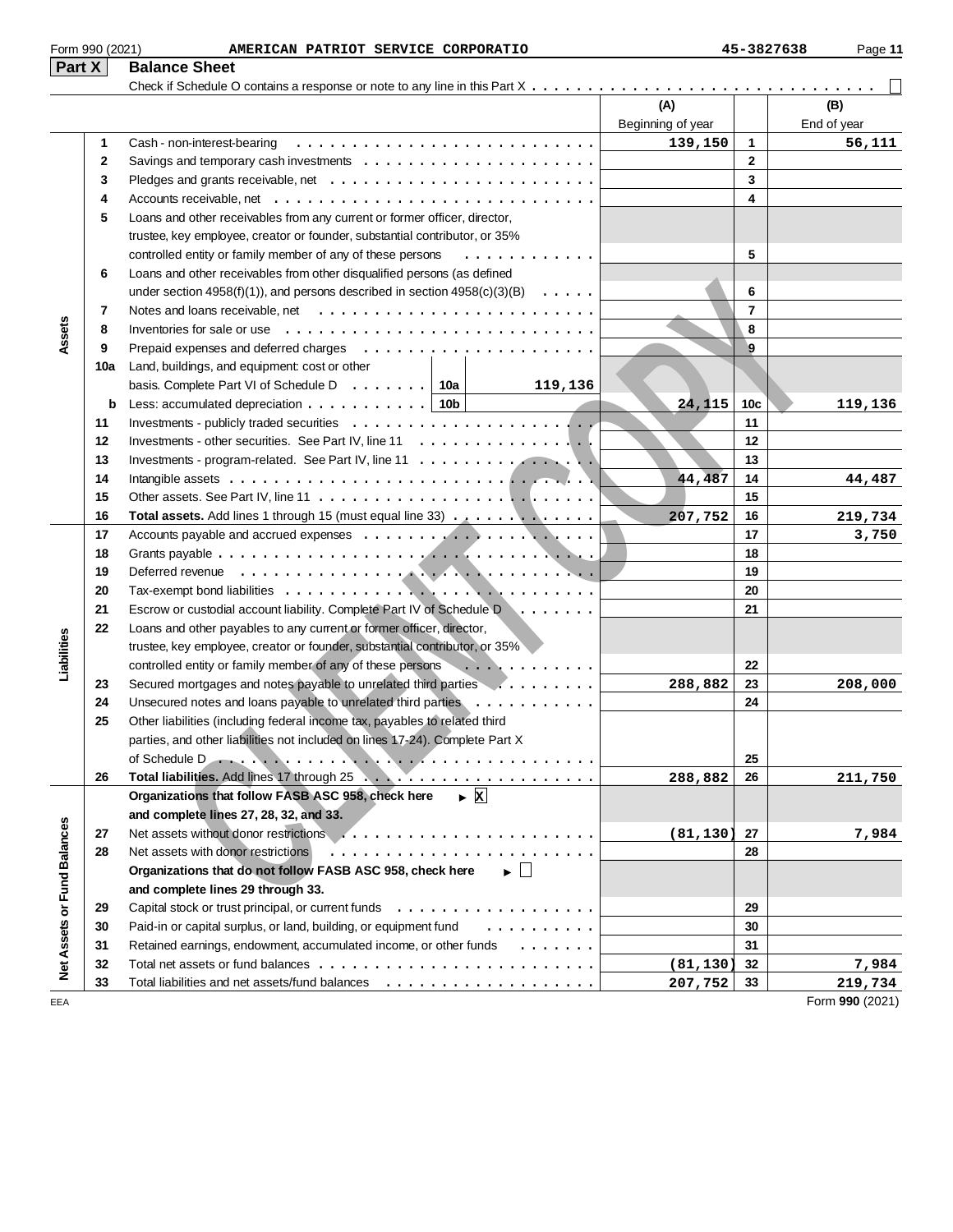Form 990 (2021) AMERICAN PATRIOT SERVICE CORPORATIO 45-3827638

## Part X Balance Sheet

Check if Schedule O contains a response or note to any line in this Part X . . . . . . . . . . ☐

| | | | (A) Beginning of year | | (B) End of year |
|---|---|---|---|---|---|
| Assets | 1 | Cash - non-interest-bearing | 139,150 | 1 | 56,111 |
| | 2 | Savings and temporary cash investments | | 2 | |
| | 3 | Pledges and grants receivable, net | | 3 | |
| | 4 | Accounts receivable, net | | 4 | |
| | 5 | Loans and other receivables from any current or former officer, director, trustee, key employee, creator or founder, substantial contributor, or 35% controlled entity or family member of any of these persons | | 5 | |
| | 6 | Loans and other receivables from other disqualified persons (as defined under section 4958(f)(1)), and persons described in section 4958(c)(3)(B) | | 6 | |
| | 7 | Notes and loans receivable, net | | 7 | |
| | 8 | Inventories for sale or use | | 8 | |
| | 9 | Prepaid expenses and deferred charges | | 9 | |
| | 10a | Land, buildings, and equipment: cost or other basis. Complete Part VI of Schedule D . . . 10a 119,136 | | | |
| | b | Less: accumulated depreciation . . . 10b | 24,115 | 10c | 119,136 |
| | 11 | Investments - publicly traded securities | | 11 | |
| | 12 | Investments - other securities. See Part IV, line 11 | | 12 | |
| | 13 | Investments - program-related. See Part IV, line 11 | | 13 | |
| | 14 | Intangible assets | 44,487 | 14 | 44,487 |
| | 15 | Other assets. See Part IV, line 11 | | 15 | |
| | 16 | **Total assets.** Add lines 1 through 15 (must equal line 33) | 207,752 | 16 | 219,734 |
| Liabilities | 17 | Accounts payable and accrued expenses | | 17 | 3,750 |
| | 18 | Grants payable | | 18 | |
| | 19 | Deferred revenue | | 19 | |
| | 20 | Tax-exempt bond liabilities | | 20 | |
| | 21 | Escrow or custodial account liability. Complete Part IV of Schedule D | | 21 | |
| | 22 | Loans and other payables to any current or former officer, director, trustee, key employee, creator or founder, substantial contributor, or 35% controlled entity or family member of any of these persons | | 22 | |
| | 23 | Secured mortgages and notes payable to unrelated third parties | 288,882 | 23 | 208,000 |
| | 24 | Unsecured notes and loans payable to unrelated third parties | | 24 | |
| | 25 | Other liabilities (including federal income tax, payables to related third parties, and other liabilities not included on lines 17-24). Complete Part X of Schedule D | | 25 | |
| | 26 | **Total liabilities.** Add lines 17 through 25 | 288,882 | 26 | 211,750 |
| Net Assets or Fund Balances | | **Organizations that follow FASB ASC 958, check here** ▸ ☒ **and complete lines 27, 28, 32, and 33.** | | | |
| | 27 | Net assets without donor restrictions | (81,130) | 27 | 7,984 |
| | 28 | Net assets with donor restrictions | | 28 | |
| | | **Organizations that do not follow FASB ASC 958, check here** ▸ ☐ **and complete lines 29 through 33.** | | | |
| | 29 | Capital stock or trust principal, or current funds | | 29 | |
| | 30 | Paid-in or capital surplus, or land, building, or equipment fund | | 30 | |
| | 31 | Retained earnings, endowment, accumulated income, or other funds | | 31 | |
| | 32 | Total net assets or fund balances | (81,130) | 32 | 7,984 |
| | 33 | Total liabilities and net assets/fund balances | 207,752 | 33 | 219,734 |

CLIENT COPY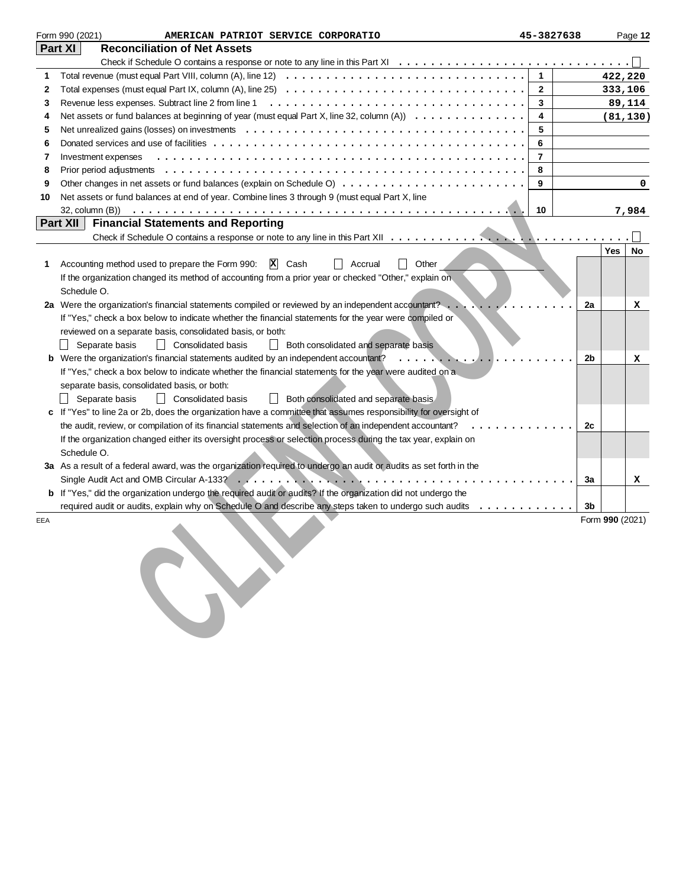Form 990 (2021) AMERICAN PATRIOT SERVICE CORPORATIO 45-3827638

## Part XI Reconciliation of Net Assets

Check if Schedule O contains a response or note to any line in this Part XI . . . . . . . . . . . . . . . . . . . . ☐

| | | | |
|---|---|---|---|
| 1 | Total revenue (must equal Part VIII, column (A), line 12) | 1 | 422,220 |
| 2 | Total expenses (must equal Part IX, column (A), line 25) | 2 | 333,106 |
| 3 | Revenue less expenses. Subtract line 2 from line 1 | 3 | 89,114 |
| 4 | Net assets or fund balances at beginning of year (must equal Part X, line 32, column (A)) | 4 | (81,130) |
| 5 | Net unrealized gains (losses) on investments | 5 | |
| 6 | Donated services and use of facilities | 6 | |
| 7 | Investment expenses | 7 | |
| 8 | Prior period adjustments | 8 | |
| 9 | Other changes in net assets or fund balances (explain on Schedule O) | 9 | 0 |
| 10 | Net assets or fund balances at end of year. Combine lines 3 through 9 (must equal Part X, line 32, column (B)) | 10 | 7,984 |

## Part XII Financial Statements and Reporting

Check if Schedule O contains a response or note to any line in this Part XII . . . . . . . . . . . . . . . . . . . . ☐

| | | | Yes | No |
|---|---|---|---|---|
| 1 | Accounting method used to prepare the Form 990: ☒ Cash ☐ Accrual ☐ Other<br>If the organization changed its method of accounting from a prior year or checked "Other," explain on Schedule O. | | | |
| 2a | Were the organization's financial statements compiled or reviewed by an independent accountant?<br>If "Yes," check a box below to indicate whether the financial statements for the year were compiled or reviewed on a separate basis, consolidated basis, or both:<br>☐ Separate basis ☐ Consolidated basis ☐ Both consolidated and separate basis | 2a | | X |
| b | Were the organization's financial statements audited by an independent accountant?<br>If "Yes," check a box below to indicate whether the financial statements for the year were audited on a separate basis, consolidated basis, or both:<br>☐ Separate basis ☐ Consolidated basis ☐ Both consolidated and separate basis | 2b | | X |
| c | If "Yes" to line 2a or 2b, does the organization have a committee that assumes responsibility for oversight of the audit, review, or compilation of its financial statements and selection of an independent accountant?<br>If the organization changed either its oversight process or selection process during the tax year, explain on Schedule O. | 2c | | |
| 3a | As a result of a federal award, was the organization required to undergo an audit or audits as set forth in the Single Audit Act and OMB Circular A-133? | 3a | | X |
| b | If "Yes," did the organization undergo the required audit or audits? If the organization did not undergo the required audit or audits, explain why on Schedule O and describe any steps taken to undergo such audits | 3b | | |

EEA Form **990** (2021)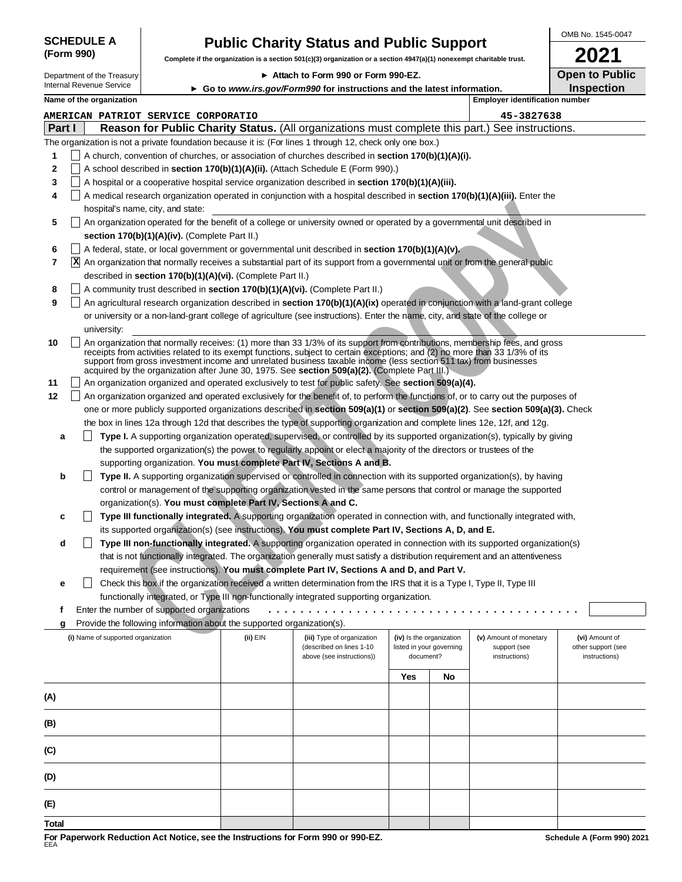**SCHEDULE A (Form 990)**

Department of the Treasury
Internal Revenue Service

# Public Charity Status and Public Support

**Complete if the organization is a section 501(c)(3) organization or a section 4947(a)(1) nonexempt charitable trust.**

► **Attach to Form 990 or Form 990-EZ.**

► **Go to *www.irs.gov/Form990* for instructions and the latest information.**

OMB No. 1545-0047

**2021**

**Open to Public Inspection**

**Name of the organization**
AMERICAN PATRIOT SERVICE CORPORATIO

**Employer identification number**
45-3827638

## Part I — Reason for Public Charity Status. (All organizations must complete this part.) See instructions.

The organization is not a private foundation because it is: (For lines 1 through 12, check only one box.)

1. ☐ A church, convention of churches, or association of churches described in **section 170(b)(1)(A)(i).**
2. ☐ A school described in **section 170(b)(1)(A)(ii).** (Attach Schedule E (Form 990).)
3. ☐ A hospital or a cooperative hospital service organization described in **section 170(b)(1)(A)(iii).**
4. ☐ A medical research organization operated in conjunction with a hospital described in **section 170(b)(1)(A)(iii).** Enter the hospital's name, city, and state:
5. ☐ An organization operated for the benefit of a college or university owned or operated by a governmental unit described in **section 170(b)(1)(A)(iv).** (Complete Part II.)
6. ☐ A federal, state, or local government or governmental unit described in **section 170(b)(1)(A)(v).**
7. ☒ An organization that normally receives a substantial part of its support from a governmental unit or from the general public described in **section 170(b)(1)(A)(vi).** (Complete Part II.)
8. ☐ A community trust described in **section 170(b)(1)(A)(vi).** (Complete Part II.)
9. ☐ An agricultural research organization described in **section 170(b)(1)(A)(ix)** operated in conjunction with a land-grant college or university or a non-land-grant college of agriculture (see instructions). Enter the name, city, and state of the college or university:
10. ☐ An organization that normally receives: (1) more than 33 1/3% of its support from contributions, membership fees, and gross receipts from activities related to its exempt functions, subject to certain exceptions; and (2) no more than 33 1/3% of its support from gross investment income and unrelated business taxable income (less section 511 tax) from businesses acquired by the organization after June 30, 1975. See **section 509(a)(2).** (Complete Part III.)
11. ☐ An organization organized and operated exclusively to test for public safety. See **section 509(a)(4).**
12. ☐ An organization organized and operated exclusively for the benefit of, to perform the functions of, or to carry out the purposes of one or more publicly supported organizations described in **section 509(a)(1)** or **section 509(a)(2)**. See **section 509(a)(3).** Check the box in lines 12a through 12d that describes the type of supporting organization and complete lines 12e, 12f, and 12g.
   - **a** ☐ **Type I.** A supporting organization operated, supervised, or controlled by its supported organization(s), typically by giving the supported organization(s) the power to regularly appoint or elect a majority of the directors or trustees of the supporting organization. **You must complete Part IV, Sections A and B.**
   - **b** ☐ **Type II.** A supporting organization supervised or controlled in connection with its supported organization(s), by having control or management of the supporting organization vested in the same persons that control or manage the supported organization(s). **You must complete Part IV, Sections A and C.**
   - **c** ☐ **Type III functionally integrated.** A supporting organization operated in connection with, and functionally integrated with, its supported organization(s) (see instructions). **You must complete Part IV, Sections A, D, and E.**
   - **d** ☐ **Type III non-functionally integrated.** A supporting organization operated in connection with its supported organization(s) that is not functionally integrated. The organization generally must satisfy a distribution requirement and an attentiveness requirement (see instructions). **You must complete Part IV, Sections A and D, and Part V.**
   - **e** ☐ Check this box if the organization received a written determination from the IRS that it is a Type I, Type II, Type III functionally integrated, or Type III non-functionally integrated supporting organization.
   - **f** Enter the number of supported organizations
   - **g** Provide the following information about the supported organization(s).

| | (i) Name of supported organization | (ii) EIN | (iii) Type of organization (described on lines 1-10 above (see instructions)) | (iv) Is the organization listed in your governing document? Yes | No | (v) Amount of monetary support (see instructions) | (vi) Amount of other support (see instructions) |
|---|---|---|---|---|---|---|---|
| (A) | | | | | | | |
| (B) | | | | | | | |
| (C) | | | | | | | |
| (D) | | | | | | | |
| (E) | | | | | | | |
| Total | | | | | | | |

**For Paperwork Reduction Act Notice, see the Instructions for Form 990 or 990-EZ.**
EEA

**Schedule A (Form 990) 2021**

CLIENT COPY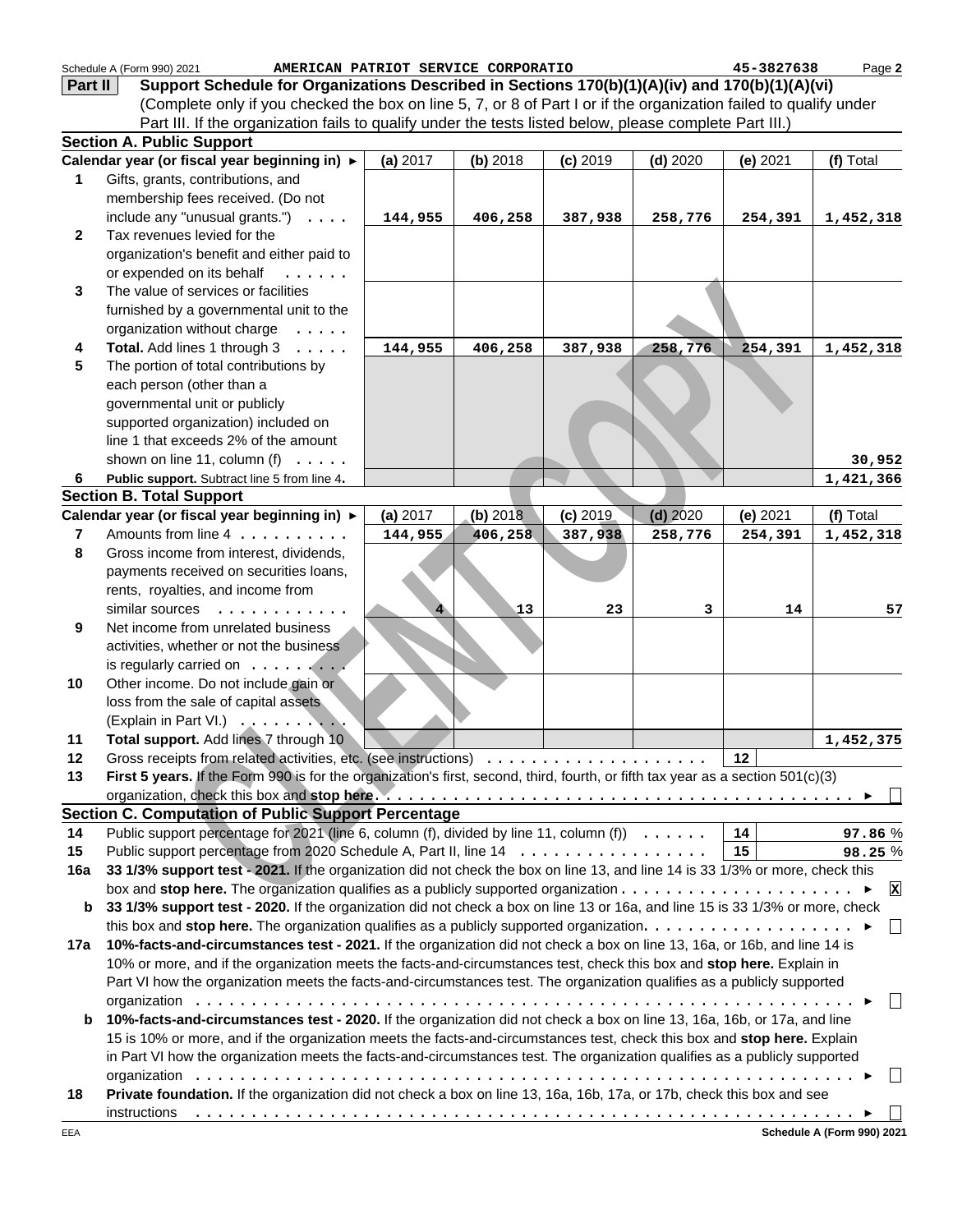Schedule A (Form 990) 2021 AMERICAN PATRIOT SERVICE CORPORATIO 45-3827638

**Part II** **Support Schedule for Organizations Described in Sections 170(b)(1)(A)(iv) and 170(b)(1)(A)(vi)**
(Complete only if you checked the box on line 5, 7, or 8 of Part I or if the organization failed to qualify under Part III. If the organization fails to qualify under the tests listed below, please complete Part III.)

**Section A. Public Support**

| | Calendar year (or fiscal year beginning in) ► | (a) 2017 | (b) 2018 | (c) 2019 | (d) 2020 | (e) 2021 | (f) Total |
|---|---|---|---|---|---|---|---|
| 1 | Gifts, grants, contributions, and membership fees received. (Do not include any "unusual grants.") | 144,955 | 406,258 | 387,938 | 258,776 | 254,391 | 1,452,318 |
| 2 | Tax revenues levied for the organization's benefit and either paid to or expended on its behalf | | | | | | |
| 3 | The value of services or facilities furnished by a governmental unit to the organization without charge | | | | | | |
| 4 | **Total.** Add lines 1 through 3 | 144,955 | 406,258 | 387,938 | 258,776 | 254,391 | 1,452,318 |
| 5 | The portion of total contributions by each person (other than a governmental unit or publicly supported organization) included on line 1 that exceeds 2% of the amount shown on line 11, column (f) | | | | | | 30,952 |
| 6 | **Public support.** Subtract line 5 from line 4. | | | | | | 1,421,366 |

**Section B. Total Support**

| | Calendar year (or fiscal year beginning in) ► | (a) 2017 | (b) 2018 | (c) 2019 | (d) 2020 | (e) 2021 | (f) Total |
|---|---|---|---|---|---|---|---|
| 7 | Amounts from line 4 | 144,955 | 406,258 | 387,938 | 258,776 | 254,391 | 1,452,318 |
| 8 | Gross income from interest, dividends, payments received on securities loans, rents, royalties, and income from similar sources | 4 | 13 | 23 | 3 | 14 | 57 |
| 9 | Net income from unrelated business activities, whether or not the business is regularly carried on | | | | | | |
| 10 | Other income. Do not include gain or loss from the sale of capital assets (Explain in Part VI.) | | | | | | |
| 11 | **Total support.** Add lines 7 through 10 | | | | | | 1,452,375 |

12 Gross receipts from related activities, etc. (see instructions) | 12 |

13 **First 5 years.** If the Form 990 is for the organization's first, second, third, fourth, or fifth tax year as a section 501(c)(3) organization, check this box and **stop here** ► ☐

**Section C. Computation of Public Support Percentage**

14 Public support percentage for 2021 (line 6, column (f), divided by line 11, column (f)) | 14 | 97.86 %

15 Public support percentage from 2020 Schedule A, Part II, line 14 | 15 | 98.25 %

**16a** **33 1/3% support test - 2021.** If the organization did not check the box on line 13, and line 14 is 33 1/3% or more, check this box and **stop here.** The organization qualifies as a publicly supported organization ► ☒

**b** **33 1/3% support test - 2020.** If the organization did not check a box on line 13 or 16a, and line 15 is 33 1/3% or more, check this box and **stop here.** The organization qualifies as a publicly supported organization ► ☐

**17a** **10%-facts-and-circumstances test - 2021.** If the organization did not check a box on line 13, 16a, or 16b, and line 14 is 10% or more, and if the organization meets the facts-and-circumstances test, check this box and **stop here.** Explain in Part VI how the organization meets the facts-and-circumstances test. The organization qualifies as a publicly supported organization ► ☐

**b** **10%-facts-and-circumstances test - 2020.** If the organization did not check a box on line 13, 16a, 16b, or 17a, and line 15 is 10% or more, and if the organization meets the facts-and-circumstances test, check this box and **stop here.** Explain in Part VI how the organization meets the facts-and-circumstances test. The organization qualifies as a publicly supported organization ► ☐

**18** **Private foundation.** If the organization did not check a box on line 13, 16a, 16b, 17a, or 17b, check this box and see instructions ► ☐

EEA **Schedule A (Form 990) 2021**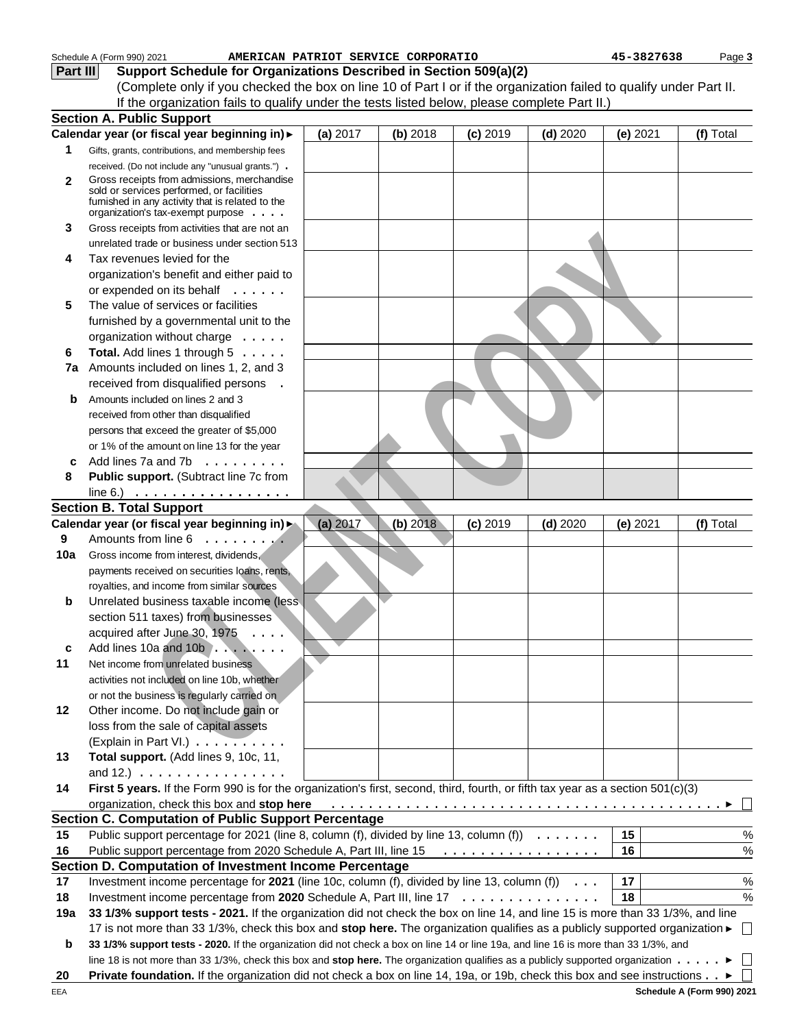Schedule A (Form 990) 2021 AMERICAN PATRIOT SERVICE CORPORATIO 45-3827638 Page 3

**Part III** **Support Schedule for Organizations Described in Section 509(a)(2)**

(Complete only if you checked the box on line 10 of Part I or if the organization failed to qualify under Part II. If the organization fails to qualify under the tests listed below, please complete Part II.)

### Section A. Public Support

| | Calendar year (or fiscal year beginning in) ► | (a) 2017 | (b) 2018 | (c) 2019 | (d) 2020 | (e) 2021 | (f) Total |
|---|---|---|---|---|---|---|---|
| 1 | Gifts, grants, contributions, and membership fees received. (Do not include any "unusual grants.") | | | | | | |
| 2 | Gross receipts from admissions, merchandise sold or services performed, or facilities furnished in any activity that is related to the organization's tax-exempt purpose | | | | | | |
| 3 | Gross receipts from activities that are not an unrelated trade or business under section 513 | | | | | | |
| 4 | Tax revenues levied for the organization's benefit and either paid to or expended on its behalf | | | | | | |
| 5 | The value of services or facilities furnished by a governmental unit to the organization without charge | | | | | | |
| 6 | **Total.** Add lines 1 through 5 | | | | | | |
| 7a | Amounts included on lines 1, 2, and 3 received from disqualified persons | | | | | | |
| b | Amounts included on lines 2 and 3 received from other than disqualified persons that exceed the greater of $5,000 or 1% of the amount on line 13 for the year | | | | | | |
| c | Add lines 7a and 7b | | | | | | |
| 8 | **Public support.** (Subtract line 7c from line 6.) | | | | | | |

### Section B. Total Support

| | Calendar year (or fiscal year beginning in) ► | (a) 2017 | (b) 2018 | (c) 2019 | (d) 2020 | (e) 2021 | (f) Total |
|---|---|---|---|---|---|---|---|
| 9 | Amounts from line 6 | | | | | | |
| 10a | Gross income from interest, dividends, payments received on securities loans, rents, royalties, and income from similar sources | | | | | | |
| b | Unrelated business taxable income (less section 511 taxes) from businesses acquired after June 30, 1975 | | | | | | |
| c | Add lines 10a and 10b | | | | | | |
| 11 | Net income from unrelated business activities not included on line 10b, whether or not the business is regularly carried on | | | | | | |
| 12 | Other income. Do not include gain or loss from the sale of capital assets (Explain in Part VI.) | | | | | | |
| 13 | **Total support.** (Add lines 9, 10c, 11, and 12.) | | | | | | |

**14** **First 5 years.** If the Form 990 is for the organization's first, second, third, fourth, or fifth tax year as a section 501(c)(3) organization, check this box and **stop here** ► ☐

### Section C. Computation of Public Support Percentage

| | | | |
|---|---|---|---|
| 15 | Public support percentage for 2021 (line 8, column (f), divided by line 13, column (f)) | 15 | % |
| 16 | Public support percentage from 2020 Schedule A, Part III, line 15 | 16 | % |

### Section D. Computation of Investment Income Percentage

| | | | |
|---|---|---|---|
| 17 | Investment income percentage for **2021** (line 10c, column (f), divided by line 13, column (f)) | 17 | % |
| 18 | Investment income percentage from **2020** Schedule A, Part III, line 17 | 18 | % |

**19a** **33 1/3% support tests - 2021.** If the organization did not check the box on line 14, and line 15 is more than 33 1/3%, and line 17 is not more than 33 1/3%, check this box and **stop here.** The organization qualifies as a publicly supported organization ► ☐

**b** **33 1/3% support tests - 2020.** If the organization did not check a box on line 14 or line 19a, and line 16 is more than 33 1/3%, and line 18 is not more than 33 1/3%, check this box and **stop here.** The organization qualifies as a publicly supported organization ► ☐

**20** **Private foundation.** If the organization did not check a box on line 14, 19a, or 19b, check this box and see instructions ► ☐

EEA **Schedule A (Form 990) 2021**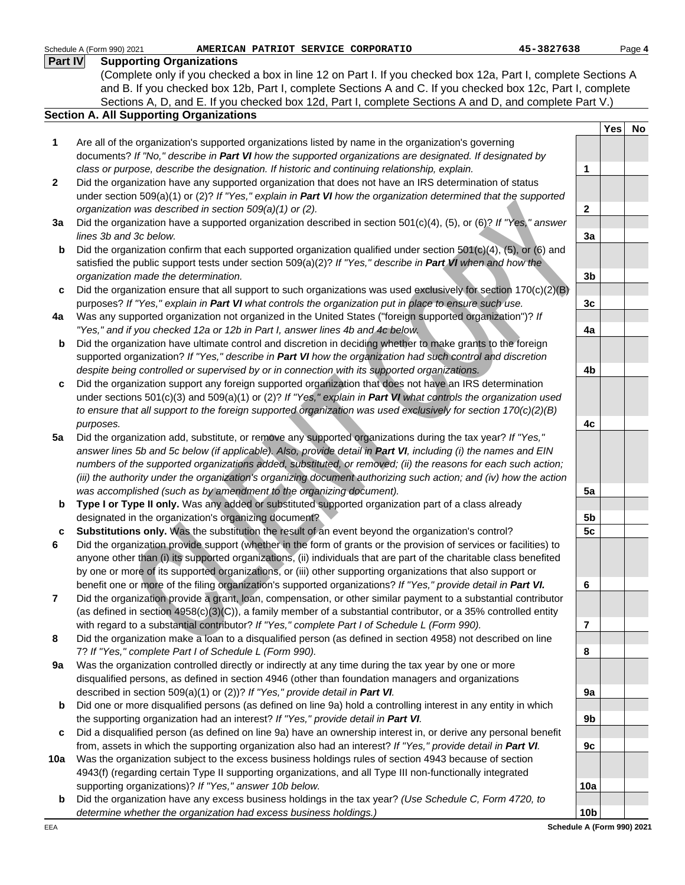Schedule A (Form 990) 2021 AMERICAN PATRIOT SERVICE CORPORATIO 45-3827638

## Part IV Supporting Organizations

(Complete only if you checked a box in line 12 on Part I. If you checked box 12a, Part I, complete Sections A and B. If you checked box 12b, Part I, complete Sections A and C. If you checked box 12c, Part I, complete Sections A, D, and E. If you checked box 12d, Part I, complete Sections A and D, and complete Part V.)

### Section A. All Supporting Organizations

| | | | Yes | No |
|---|---|---|---|---|
| **1** | Are all of the organization's supported organizations listed by name in the organization's governing documents? *If "No," describe in **Part VI** how the supported organizations are designated. If designated by class or purpose, describe the designation. If historic and continuing relationship, explain.* | 1 | | |
| **2** | Did the organization have any supported organization that does not have an IRS determination of status under section 509(a)(1) or (2)? *If "Yes," explain in **Part VI** how the organization determined that the supported organization was described in section 509(a)(1) or (2).* | 2 | | |
| **3a** | Did the organization have a supported organization described in section 501(c)(4), (5), or (6)? *If "Yes," answer lines 3b and 3c below.* | 3a | | |
| **b** | Did the organization confirm that each supported organization qualified under section 501(c)(4), (5), or (6) and satisfied the public support tests under section 509(a)(2)? *If "Yes," describe in **Part VI** when and how the organization made the determination.* | 3b | | |
| **c** | Did the organization ensure that all support to such organizations was used exclusively for section 170(c)(2)(B) purposes? *If "Yes," explain in **Part VI** what controls the organization put in place to ensure such use.* | 3c | | |
| **4a** | Was any supported organization not organized in the United States ("foreign supported organization")? *If "Yes," and if you checked 12a or 12b in Part I, answer lines 4b and 4c below.* | 4a | | |
| **b** | Did the organization have ultimate control and discretion in deciding whether to make grants to the foreign supported organization? *If "Yes," describe in **Part VI** how the organization had such control and discretion despite being controlled or supervised by or in connection with its supported organizations.* | 4b | | |
| **c** | Did the organization support any foreign supported organization that does not have an IRS determination under sections 501(c)(3) and 509(a)(1) or (2)? *If "Yes," explain in **Part VI** what controls the organization used to ensure that all support to the foreign supported organization was used exclusively for section 170(c)(2)(B) purposes.* | 4c | | |
| **5a** | Did the organization add, substitute, or remove any supported organizations during the tax year? *If "Yes," answer lines 5b and 5c below (if applicable). Also, provide detail in **Part VI**, including (i) the names and EIN numbers of the supported organizations added, substituted, or removed; (ii) the reasons for each such action; (iii) the authority under the organization's organizing document authorizing such action; and (iv) how the action was accomplished (such as by amendment to the organizing document).* | 5a | | |
| **b** | **Type I or Type II only.** Was any added or substituted supported organization part of a class already designated in the organization's organizing document? | 5b | | |
| **c** | **Substitutions only.** Was the substitution the result of an event beyond the organization's control? | 5c | | |
| **6** | Did the organization provide support (whether in the form of grants or the provision of services or facilities) to anyone other than (i) its supported organizations, (ii) individuals that are part of the charitable class benefited by one or more of its supported organizations, or (iii) other supporting organizations that also support or benefit one or more of the filing organization's supported organizations? *If "Yes," provide detail in **Part VI.*** | 6 | | |
| **7** | Did the organization provide a grant, loan, compensation, or other similar payment to a substantial contributor (as defined in section 4958(c)(3)(C)), a family member of a substantial contributor, or a 35% controlled entity with regard to a substantial contributor? *If "Yes," complete Part I of Schedule L (Form 990).* | 7 | | |
| **8** | Did the organization make a loan to a disqualified person (as defined in section 4958) not described on line 7? *If "Yes," complete Part I of Schedule L (Form 990).* | 8 | | |
| **9a** | Was the organization controlled directly or indirectly at any time during the tax year by one or more disqualified persons, as defined in section 4946 (other than foundation managers and organizations described in section 509(a)(1) or (2))? *If "Yes," provide detail in **Part VI**.* | 9a | | |
| **b** | Did one or more disqualified persons (as defined on line 9a) hold a controlling interest in any entity in which the supporting organization had an interest? *If "Yes," provide detail in **Part VI**.* | 9b | | |
| **c** | Did a disqualified person (as defined on line 9a) have an ownership interest in, or derive any personal benefit from, assets in which the supporting organization also had an interest? *If "Yes," provide detail in **Part VI**.* | 9c | | |
| **10a** | Was the organization subject to the excess business holdings rules of section 4943 because of section 4943(f) (regarding certain Type II supporting organizations, and all Type III non-functionally integrated supporting organizations)? *If "Yes," answer 10b below.* | 10a | | |
| **b** | Did the organization have any excess business holdings in the tax year? *(Use Schedule C, Form 4720, to determine whether the organization had excess business holdings.)* | 10b | | |

EEA Schedule A (Form 990) 2021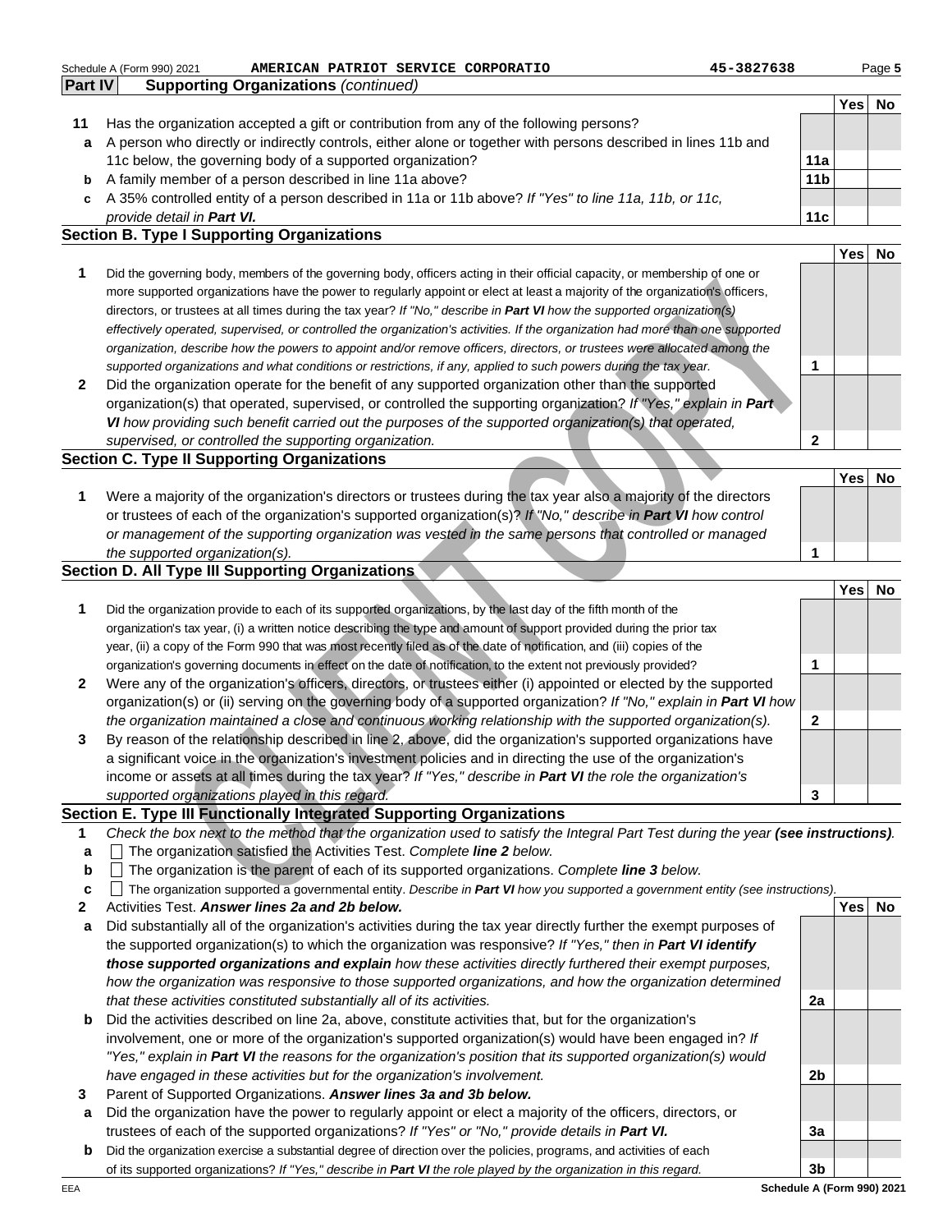**Part IV Supporting Organizations** *(continued)*

| | | | Yes | No |
|---|---|---|---|---|
| **11** | Has the organization accepted a gift or contribution from any of the following persons? | | | |
| **a** | A person who directly or indirectly controls, either alone or together with persons described in lines 11b and 11c below, the governing body of a supported organization? | **11a** | | |
| **b** | A family member of a person described in line 11a above? | **11b** | | |
| **c** | A 35% controlled entity of a person described in 11a or 11b above? *If "Yes" to line 11a, 11b, or 11c, provide detail in **Part VI.*** | **11c** | | |

## Section B. Type I Supporting Organizations

| | | | Yes | No |
|---|---|---|---|---|
| **1** | Did the governing body, members of the governing body, officers acting in their official capacity, or membership of one or more supported organizations have the power to regularly appoint or elect at least a majority of the organization's officers, directors, or trustees at all times during the tax year? *If "No," describe in **Part VI** how the supported organization(s) effectively operated, supervised, or controlled the organization's activities. If the organization had more than one supported organization, describe how the powers to appoint and/or remove officers, directors, or trustees were allocated among the supported organizations and what conditions or restrictions, if any, applied to such powers during the tax year.* | **1** | | |
| **2** | Did the organization operate for the benefit of any supported organization other than the supported organization(s) that operated, supervised, or controlled the supporting organization? *If "Yes," explain in **Part VI** how providing such benefit carried out the purposes of the supported organization(s) that operated, supervised, or controlled the supporting organization.* | **2** | | |

## Section C. Type II Supporting Organizations

| | | | Yes | No |
|---|---|---|---|---|
| **1** | Were a majority of the organization's directors or trustees during the tax year also a majority of the directors or trustees of each of the organization's supported organization(s)? *If "No," describe in **Part VI** how control or management of the supporting organization was vested in the same persons that controlled or managed the supported organization(s).* | **1** | | |

## Section D. All Type III Supporting Organizations

| | | | Yes | No |
|---|---|---|---|---|
| **1** | Did the organization provide to each of its supported organizations, by the last day of the fifth month of the organization's tax year, (i) a written notice describing the type and amount of support provided during the prior tax year, (ii) a copy of the Form 990 that was most recently filed as of the date of notification, and (iii) copies of the organization's governing documents in effect on the date of notification, to the extent not previously provided? | **1** | | |
| **2** | Were any of the organization's officers, directors, or trustees either (i) appointed or elected by the supported organization(s) or (ii) serving on the governing body of a supported organization? *If "No," explain in **Part VI** how the organization maintained a close and continuous working relationship with the supported organization(s).* | **2** | | |
| **3** | By reason of the relationship described in line 2, above, did the organization's supported organizations have a significant voice in the organization's investment policies and in directing the use of the organization's income or assets at all times during the tax year? *If "Yes," describe in **Part VI** the role the organization's supported organizations played in this regard.* | **3** | | |

## Section E. Type III Functionally Integrated Supporting Organizations

**1** *Check the box next to the method that the organization used to satisfy the Integral Part Test during the year **(see instructions)**.*

- **a** ☐ The organization satisfied the Activities Test. *Complete **line 2** below.*
- **b** ☐ The organization is the parent of each of its supported organizations. *Complete **line 3** below.*
- **c** ☐ The organization supported a governmental entity. *Describe in **Part VI** how you supported a government entity (see instructions).*

| | | | Yes | No |
|---|---|---|---|---|
| **2** | Activities Test. ***Answer lines 2a and 2b below.*** | | | |
| **a** | Did substantially all of the organization's activities during the tax year directly further the exempt purposes of the supported organization(s) to which the organization was responsive? *If "Yes," then in **Part VI identify those supported organizations and explain** how these activities directly furthered their exempt purposes, how the organization was responsive to those supported organizations, and how the organization determined that these activities constituted substantially all of its activities.* | **2a** | | |
| **b** | Did the activities described on line 2a, above, constitute activities that, but for the organization's involvement, one or more of the organization's supported organization(s) would have been engaged in? *If "Yes," explain in **Part VI** the reasons for the organization's position that its supported organization(s) would have engaged in these activities but for the organization's involvement.* | **2b** | | |
| **3** | Parent of Supported Organizations. ***Answer lines 3a and 3b below.*** | | | |
| **a** | Did the organization have the power to regularly appoint or elect a majority of the officers, directors, or trustees of each of the supported organizations? *If "Yes" or "No," provide details in **Part VI.*** | **3a** | | |
| **b** | Did the organization exercise a substantial degree of direction over the policies, programs, and activities of each of its supported organizations? *If "Yes," describe in **Part VI** the role played by the organization in this regard.* | **3b** | | |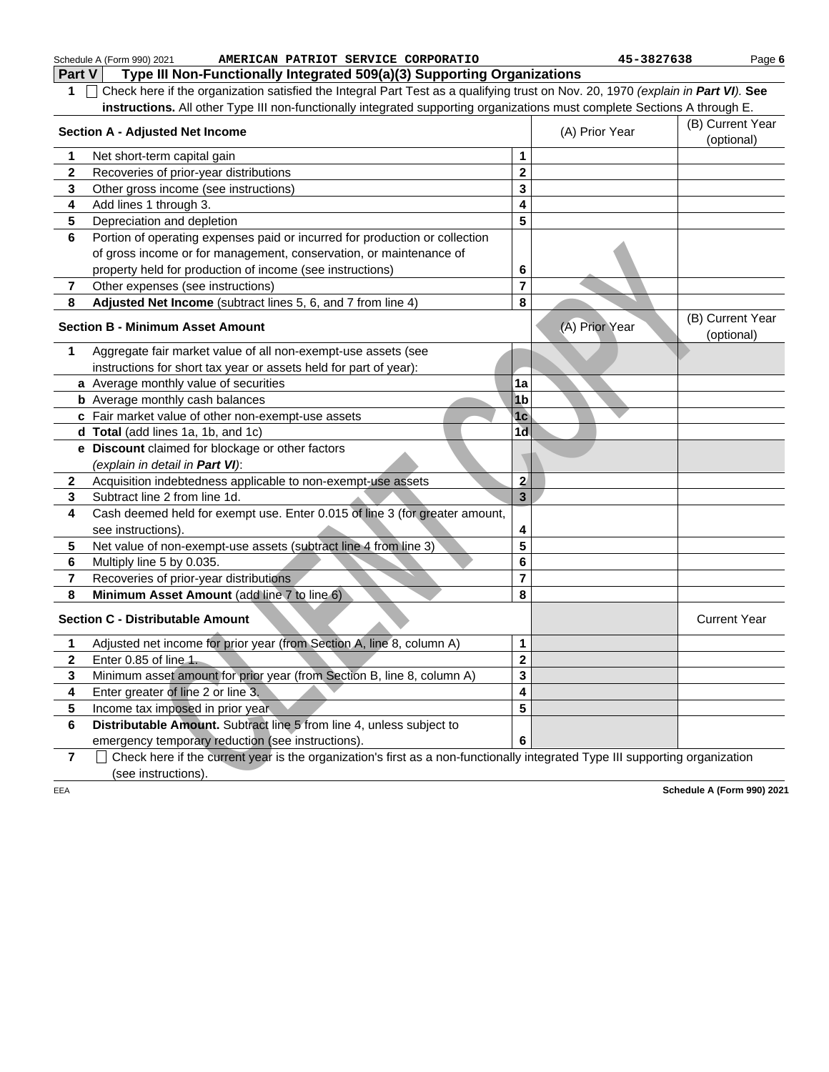**Part V** **Type III Non-Functionally Integrated 509(a)(3) Supporting Organizations**

**1** ☐ Check here if the organization satisfied the Integral Part Test as a qualifying trust on Nov. 20, 1970 *(explain in **Part VI**).* **See instructions.** All other Type III non-functionally integrated supporting organizations must complete Sections A through E.

| | **Section A - Adjusted Net Income** | | (A) Prior Year | (B) Current Year (optional) |
|---|---|---|---|---|
| **1** | Net short-term capital gain | **1** | | |
| **2** | Recoveries of prior-year distributions | **2** | | |
| **3** | Other gross income (see instructions) | **3** | | |
| **4** | Add lines 1 through 3. | **4** | | |
| **5** | Depreciation and depletion | **5** | | |
| **6** | Portion of operating expenses paid or incurred for production or collection of gross income or for management, conservation, or maintenance of property held for production of income (see instructions) | **6** | | |
| **7** | Other expenses (see instructions) | **7** | | |
| **8** | **Adjusted Net Income** (subtract lines 5, 6, and 7 from line 4) | **8** | | |

| | **Section B - Minimum Asset Amount** | | (A) Prior Year | (B) Current Year (optional) |
|---|---|---|---|---|
| **1** | Aggregate fair market value of all non-exempt-use assets (see instructions for short tax year or assets held for part of year): | | | |
| | **a** Average monthly value of securities | **1a** | | |
| | **b** Average monthly cash balances | **1b** | | |
| | **c** Fair market value of other non-exempt-use assets | **1c** | | |
| | **d Total** (add lines 1a, 1b, and 1c) | **1d** | | |
| | **e Discount** claimed for blockage or other factors *(explain in detail in **Part VI**)*: | | | |
| **2** | Acquisition indebtedness applicable to non-exempt-use assets | **2** | | |
| **3** | Subtract line 2 from line 1d. | **3** | | |
| **4** | Cash deemed held for exempt use. Enter 0.015 of line 3 (for greater amount, see instructions). | **4** | | |
| **5** | Net value of non-exempt-use assets (subtract line 4 from line 3) | **5** | | |
| **6** | Multiply line 5 by 0.035. | **6** | | |
| **7** | Recoveries of prior-year distributions | **7** | | |
| **8** | **Minimum Asset Amount** (add line 7 to line 6) | **8** | | |

| | **Section C - Distributable Amount** | | | Current Year |
|---|---|---|---|---|
| **1** | Adjusted net income for prior year (from Section A, line 8, column A) | **1** | | |
| **2** | Enter 0.85 of line 1. | **2** | | |
| **3** | Minimum asset amount for prior year (from Section B, line 8, column A) | **3** | | |
| **4** | Enter greater of line 2 or line 3. | **4** | | |
| **5** | Income tax imposed in prior year | **5** | | |
| **6** | **Distributable Amount.** Subtract line 5 from line 4, unless subject to emergency temporary reduction (see instructions). | **6** | | |

**7** ☐ Check here if the current year is the organization's first as a non-functionally integrated Type III supporting organization (see instructions).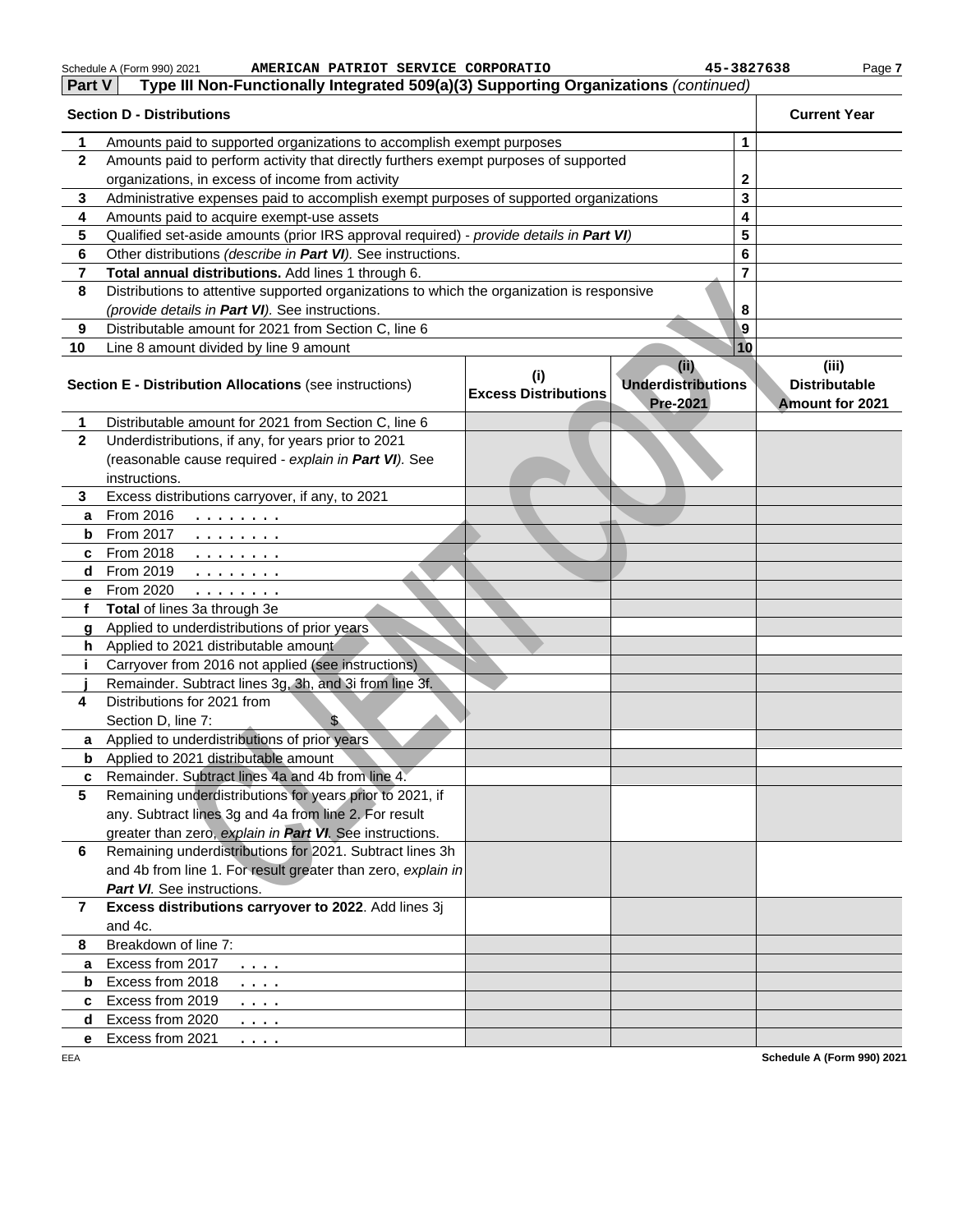Schedule A (Form 990) 2021 AMERICAN PATRIOT SERVICE CORPORATIO 45-3827638 Page 7

**Part V** **Type III Non-Functionally Integrated 509(a)(3) Supporting Organizations** *(continued)*

| **Section D - Distributions** | | | **Current Year** |
|---|---|---|---|
| **1** | Amounts paid to supported organizations to accomplish exempt purposes | 1 | |
| **2** | Amounts paid to perform activity that directly furthers exempt purposes of supported organizations, in excess of income from activity | 2 | |
| **3** | Administrative expenses paid to accomplish exempt purposes of supported organizations | 3 | |
| **4** | Amounts paid to acquire exempt-use assets | 4 | |
| **5** | Qualified set-aside amounts (prior IRS approval required) - *provide details in **Part VI*** | 5 | |
| **6** | Other distributions *(describe in **Part VI**)*. See instructions. | 6 | |
| **7** | **Total annual distributions.** Add lines 1 through 6. | 7 | |
| **8** | Distributions to attentive supported organizations to which the organization is responsive *(provide details in **Part VI**)*. See instructions. | 8 | |
| **9** | Distributable amount for 2021 from Section C, line 6 | 9 | |
| **10** | Line 8 amount divided by line 9 amount | 10 | |

| | **Section E - Distribution Allocations** (see instructions) | **(i)** Excess Distributions | **(ii)** Underdistributions Pre-2021 | **(iii)** Distributable Amount for 2021 |
|---|---|---|---|---|
| **1** | Distributable amount for 2021 from Section C, line 6 | | | |
| **2** | Underdistributions, if any, for years prior to 2021 (reasonable cause required - *explain in **Part VI***). See instructions. | | | |
| **3** | Excess distributions carryover, if any, to 2021 | | | |
| **a** | From 2016 | | | |
| **b** | From 2017 | | | |
| **c** | From 2018 | | | |
| **d** | From 2019 | | | |
| **e** | From 2020 | | | |
| **f** | **Total** of lines 3a through 3e | | | |
| **g** | Applied to underdistributions of prior years | | | |
| **h** | Applied to 2021 distributable amount | | | |
| **i** | Carryover from 2016 not applied (see instructions) | | | |
| **j** | Remainder. Subtract lines 3g, 3h, and 3i from line 3f. | | | |
| **4** | Distributions for 2021 from Section D, line 7: $ | | | |
| **a** | Applied to underdistributions of prior years | | | |
| **b** | Applied to 2021 distributable amount | | | |
| **c** | Remainder. Subtract lines 4a and 4b from line 4. | | | |
| **5** | Remaining underdistributions for years prior to 2021, if any. Subtract lines 3g and 4a from line 2. For result greater than zero, *explain in **Part VI***. See instructions. | | | |
| **6** | Remaining underdistributions for 2021. Subtract lines 3h and 4b from line 1. For result greater than zero, *explain in **Part VI***. See instructions. | | | |
| **7** | **Excess distributions carryover to 2022**. Add lines 3j and 4c. | | | |
| **8** | Breakdown of line 7: | | | |
| **a** | Excess from 2017 | | | |
| **b** | Excess from 2018 | | | |
| **c** | Excess from 2019 | | | |
| **d** | Excess from 2020 | | | |
| **e** | Excess from 2021 | | | |

EEA **Schedule A (Form 990) 2021**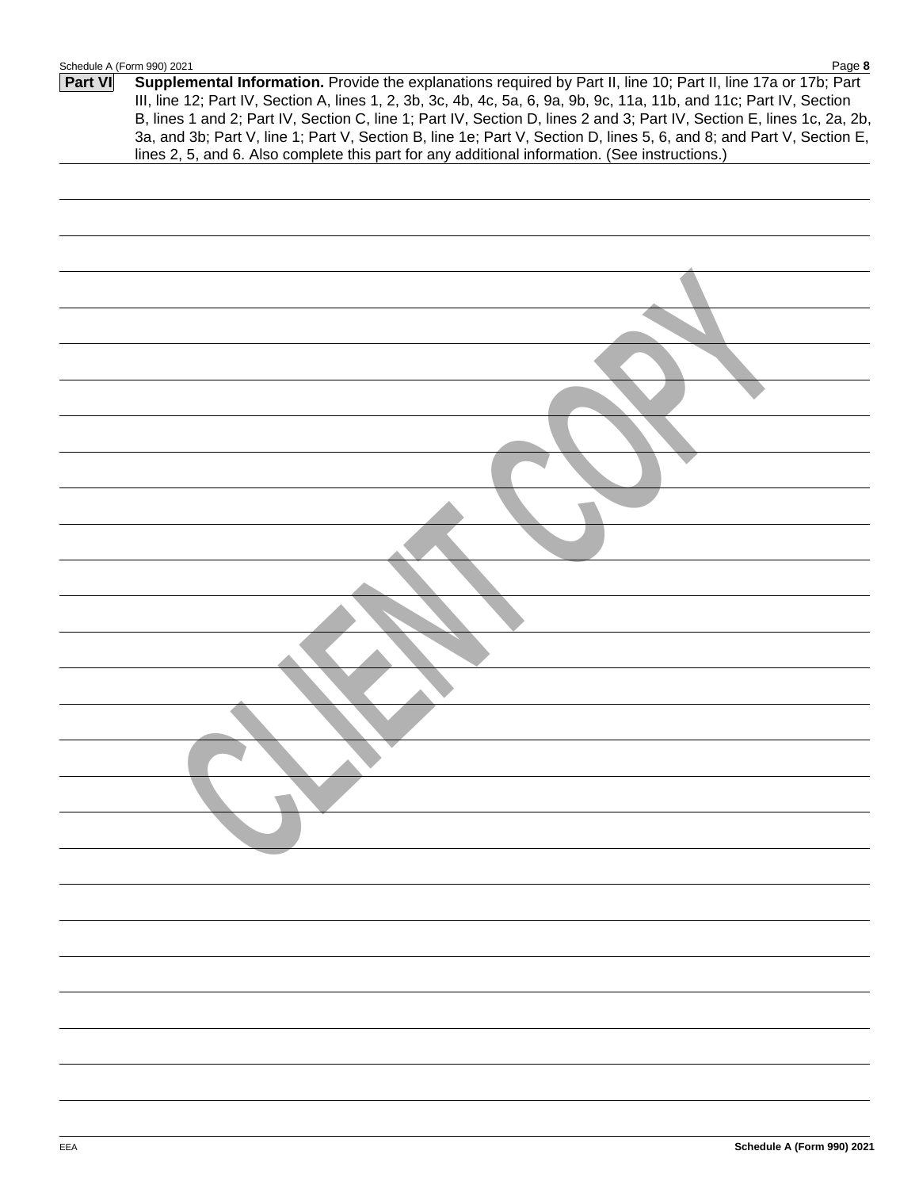**Part VI** **Supplemental Information.** Provide the explanations required by Part II, line 10; Part II, line 17a or 17b; Part III, line 12; Part IV, Section A, lines 1, 2, 3b, 3c, 4b, 4c, 5a, 6, 9a, 9b, 9c, 11a, 11b, and 11c; Part IV, Section B, lines 1 and 2; Part IV, Section C, line 1; Part IV, Section D, lines 2 and 3; Part IV, Section E, lines 1c, 2a, 2b, 3a, and 3b; Part V, line 1; Part V, Section B, line 1e; Part V, Section D, lines 5, 6, and 8; and Part V, Section E, lines 2, 5, and 6. Also complete this part for any additional information. (See instructions.)

CLIENT COPY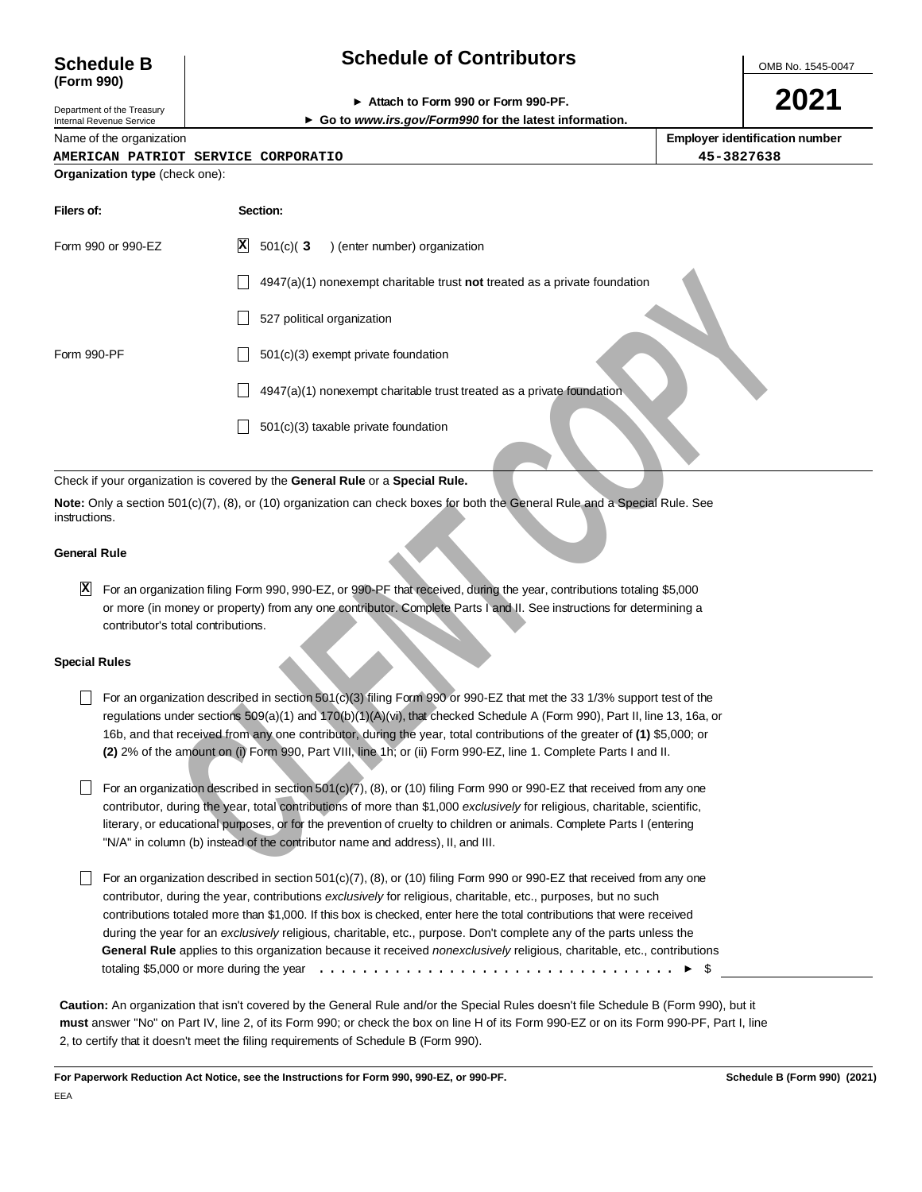# Schedule B (Form 990)

Department of the Treasury
Internal Revenue Service

## Schedule of Contributors

► Attach to Form 990 or Form 990-PF.
► Go to *www.irs.gov/Form990* for the latest information.

OMB No. 1545-0047

**2021**

| Name of the organization | Employer identification number |
|---|---|
| AMERICAN PATRIOT SERVICE CORPORATIO | 45-3827638 |

**Organization type** (check one):

| Filers of: | Section: |
|---|---|
| Form 990 or 990-EZ | [X] 501(c)( 3 ) (enter number) organization |
| | [ ] 4947(a)(1) nonexempt charitable trust **not** treated as a private foundation |
| | [ ] 527 political organization |
| Form 990-PF | [ ] 501(c)(3) exempt private foundation |
| | [ ] 4947(a)(1) nonexempt charitable trust treated as a private foundation |
| | [ ] 501(c)(3) taxable private foundation |

Check if your organization is covered by the **General Rule** or a **Special Rule.**

**Note:** Only a section 501(c)(7), (8), or (10) organization can check boxes for both the General Rule and a Special Rule. See instructions.

**General Rule**

[X] For an organization filing Form 990, 990-EZ, or 990-PF that received, during the year, contributions totaling $5,000 or more (in money or property) from any one contributor. Complete Parts I and II. See instructions for determining a contributor's total contributions.

**Special Rules**

[ ] For an organization described in section 501(c)(3) filing Form 990 or 990-EZ that met the 33 1/3% support test of the regulations under sections 509(a)(1) and 170(b)(1)(A)(vi), that checked Schedule A (Form 990), Part II, line 13, 16a, or 16b, and that received from any one contributor, during the year, total contributions of the greater of **(1)** $5,000; or **(2)** 2% of the amount on (i) Form 990, Part VIII, line 1h; or (ii) Form 990-EZ, line 1. Complete Parts I and II.

[ ] For an organization described in section 501(c)(7), (8), or (10) filing Form 990 or 990-EZ that received from any one contributor, during the year, total contributions of more than $1,000 *exclusively* for religious, charitable, scientific, literary, or educational purposes, or for the prevention of cruelty to children or animals. Complete Parts I (entering "N/A" in column (b) instead of the contributor name and address), II, and III.

[ ] For an organization described in section 501(c)(7), (8), or (10) filing Form 990 or 990-EZ that received from any one contributor, during the year, contributions *exclusively* for religious, charitable, etc., purposes, but no such contributions totaled more than $1,000. If this box is checked, enter here the total contributions that were received during the year for an *exclusively* religious, charitable, etc., purpose. Don't complete any of the parts unless the **General Rule** applies to this organization because it received *nonexclusively* religious, charitable, etc., contributions totaling $5,000 or more during the year . . . . . . . . . . . . . . . . . . . . . . . . . . . . . . . . . ► $ \_\_\_\_\_\_\_\_\_\_

**Caution:** An organization that isn't covered by the General Rule and/or the Special Rules doesn't file Schedule B (Form 990), but it **must** answer "No" on Part IV, line 2, of its Form 990; or check the box on line H of its Form 990-EZ or on its Form 990-PF, Part I, line 2, to certify that it doesn't meet the filing requirements of Schedule B (Form 990).

**For Paperwork Reduction Act Notice, see the Instructions for Form 990, 990-EZ, or 990-PF.** **Schedule B (Form 990) (2021)**

EEA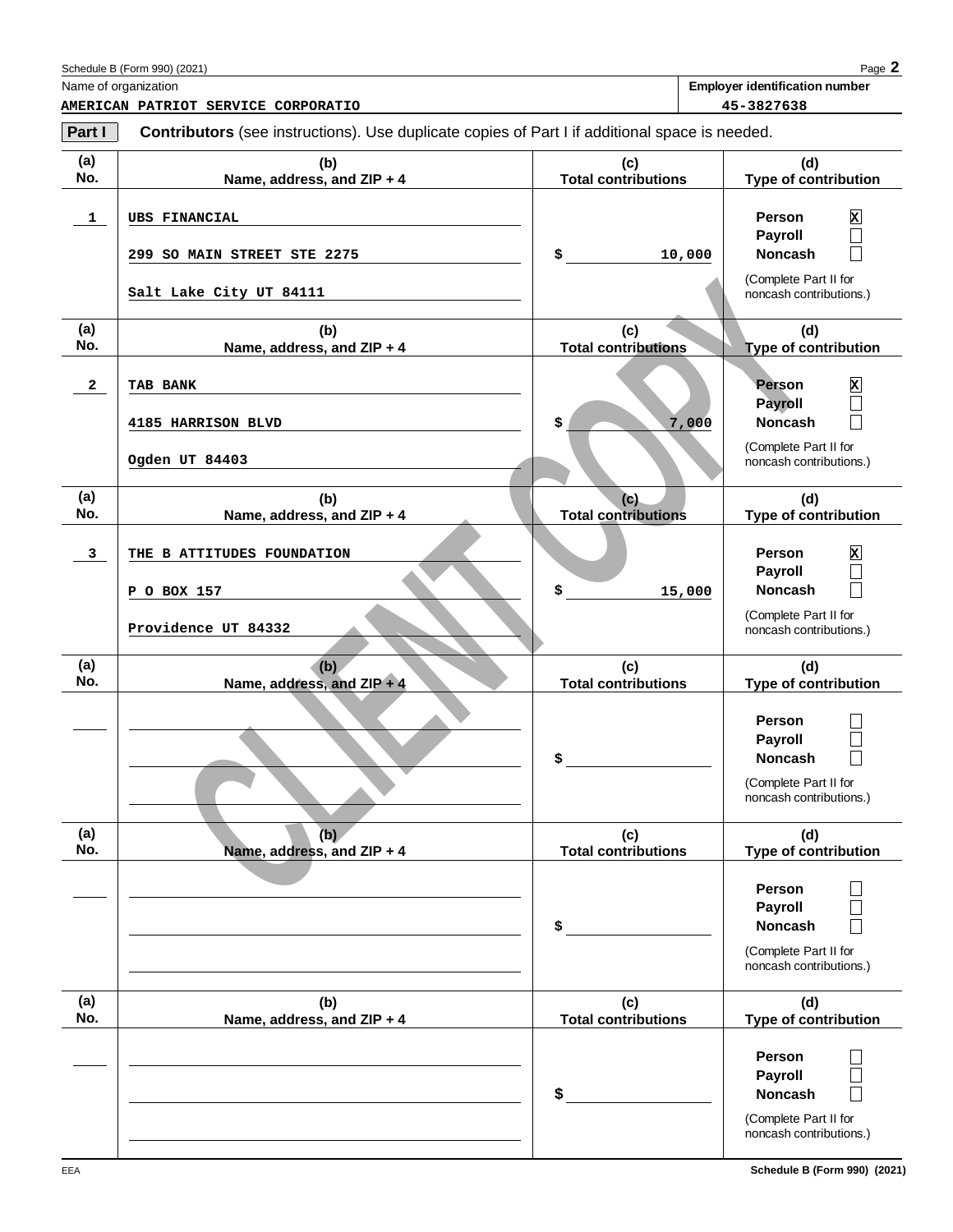Name of organization: AMERICAN PATRIOT SERVICE CORPORATIO

Employer identification number: 45-3827638

**Part I** **Contributors** (see instructions). Use duplicate copies of Part I if additional space is needed.

| (a) No. | (b) Name, address, and ZIP + 4 | (c) Total contributions | (d) Type of contribution |
|---|---|---|---|
| 1 | UBS FINANCIAL<br>299 SO MAIN STREET STE 2275<br>Salt Lake City UT 84111 | $ 10,000 | Person [X]<br>Payroll [ ]<br>Noncash [ ]<br>(Complete Part II for noncash contributions.) |
| 2 | TAB BANK<br>4185 HARRISON BLVD<br>Ogden UT 84403 | $ 7,000 | Person [X]<br>Payroll [ ]<br>Noncash [ ]<br>(Complete Part II for noncash contributions.) |
| 3 | THE B ATTITUDES FOUNDATION<br>P O BOX 157<br>Providence UT 84332 | $ 15,000 | Person [X]<br>Payroll [ ]<br>Noncash [ ]<br>(Complete Part II for noncash contributions.) |
| | | $ | Person [ ]<br>Payroll [ ]<br>Noncash [ ]<br>(Complete Part II for noncash contributions.) |
| | | $ | Person [ ]<br>Payroll [ ]<br>Noncash [ ]<br>(Complete Part II for noncash contributions.) |
| | | $ | Person [ ]<br>Payroll [ ]<br>Noncash [ ]<br>(Complete Part II for noncash contributions.) |

CLIENT COPY

EEA Schedule B (Form 990) (2021)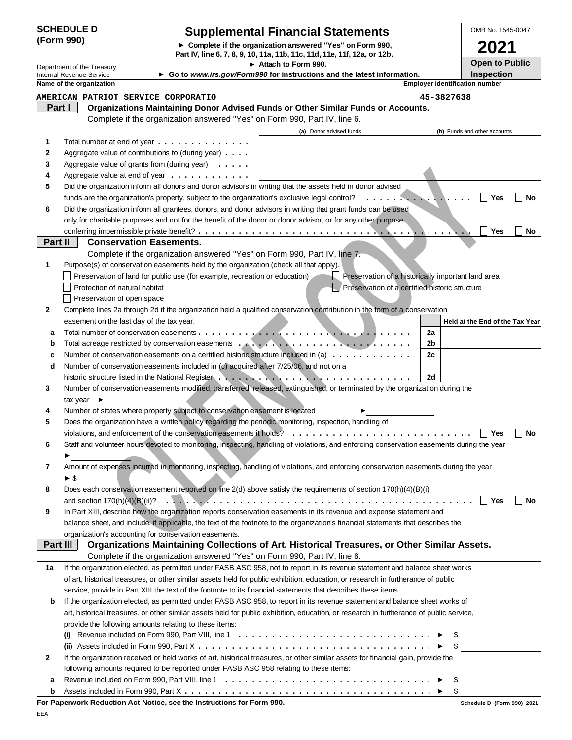**SCHEDULE D (Form 990)**

Department of the Treasury
Internal Revenue Service

# Supplemental Financial Statements

► Complete if the organization answered "Yes" on Form 990, Part IV, line 6, 7, 8, 9, 10, 11a, 11b, 11c, 11d, 11e, 11f, 12a, or 12b.
► Attach to Form 990.
► Go to www.irs.gov/Form990 for instructions and the latest information.

OMB No. 1545-0047
**2021**
**Open to Public Inspection**

| Name of the organization | Employer identification number |
|---|---|
| AMERICAN PATRIOT SERVICE CORPORATIO | 45-3827638 |

## Part I Organizations Maintaining Donor Advised Funds or Other Similar Funds or Accounts.

Complete if the organization answered "Yes" on Form 990, Part IV, line 6.

| | | (a) Donor advised funds | (b) Funds and other accounts |
|---|---|---|---|
| 1 | Total number at end of year | | |
| 2 | Aggregate value of contributions to (during year) | | |
| 3 | Aggregate value of grants from (during year) | | |
| 4 | Aggregate value at end of year | | |

5 Did the organization inform all donors and donor advisors in writing that the assets held in donor advised funds are the organization's property, subject to the organization's exclusive legal control? ☐ Yes ☐ No

6 Did the organization inform all grantees, donors, and donor advisors in writing that grant funds can be used only for charitable purposes and not for the benefit of the donor or donor advisor, or for any other purpose conferring impermissible private benefit? ☐ Yes ☐ No

## Part II Conservation Easements.

Complete if the organization answered "Yes" on Form 990, Part IV, line 7.

1 Purpose(s) of conservation easements held by the organization (check all that apply).

- ☐ Preservation of land for public use (for example, recreation or education)
- ☐ Preservation of a historically important land area
- ☐ Protection of natural habitat
- ☐ Preservation of a certified historic structure
- ☐ Preservation of open space

2 Complete lines 2a through 2d if the organization held a qualified conservation contribution in the form of a conservation easement on the last day of the tax year.

| | | | Held at the End of the Tax Year |
|---|---|---|---|
| a | Total number of conservation easements | 2a | |
| b | Total acreage restricted by conservation easements | 2b | |
| c | Number of conservation easements on a certified historic structure included in (a) | 2c | |
| d | Number of conservation easements included in (c) acquired after 7/25/06, and not on a historic structure listed in the National Register | 2d | |

3 Number of conservation easements modified, transferred, released, extinguished, or terminated by the organization during the tax year ►

4 Number of states where property subject to conservation easement is located ►

5 Does the organization have a written policy regarding the periodic monitoring, inspection, handling of violations, and enforcement of the conservation easements it holds? ☐ Yes ☐ No

6 Staff and volunteer hours devoted to monitoring, inspecting, handling of violations, and enforcing conservation easements during the year ►

7 Amount of expenses incurred in monitoring, inspecting, handling of violations, and enforcing conservation easements during the year ► $

8 Does each conservation easement reported on line 2(d) above satisfy the requirements of section 170(h)(4)(B)(i) and section 170(h)(4)(B)(ii)? ☐ Yes ☐ No

9 In Part XIII, describe how the organization reports conservation easements in its revenue and expense statement and balance sheet, and include, if applicable, the text of the footnote to the organization's financial statements that describes the organization's accounting for conservation easements.

## Part III Organizations Maintaining Collections of Art, Historical Treasures, or Other Similar Assets.

Complete if the organization answered "Yes" on Form 990, Part IV, line 8.

1a If the organization elected, as permitted under FASB ASC 958, not to report in its revenue statement and balance sheet works of art, historical treasures, or other similar assets held for public exhibition, education, or research in furtherance of public service, provide in Part XIII the text of the footnote to its financial statements that describes these items.

b If the organization elected, as permitted under FASB ASC 958, to report in its revenue statement and balance sheet works of art, historical treasures, or other similar assets held for public exhibition, education, or research in furtherance of public service, provide the following amounts relating to these items:

(i) Revenue included on Form 990, Part VIII, line 1 ► $

(ii) Assets included in Form 990, Part X ► $

2 If the organization received or held works of art, historical treasures, or other similar assets for financial gain, provide the following amounts required to be reported under FASB ASC 958 relating to these items:

a Revenue included on Form 990, Part VIII, line 1 ► $

b Assets included in Form 990, Part X ► $

**For Paperwork Reduction Act Notice, see the Instructions for Form 990.** Schedule D (Form 990) 2021

EEA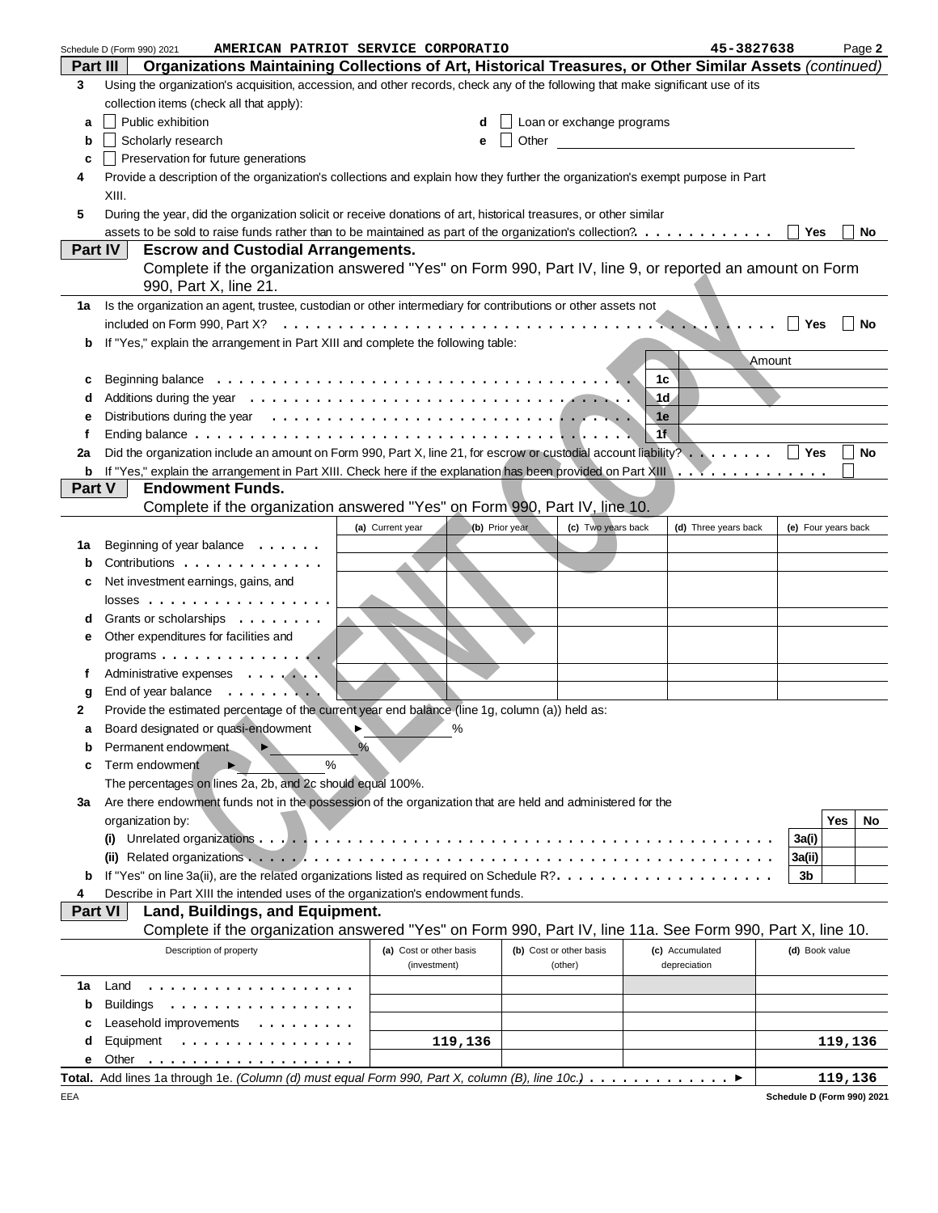Schedule D (Form 990) 2021 AMERICAN PATRIOT SERVICE CORPORATIO 45-3827638

## Part III Organizations Maintaining Collections of Art, Historical Treasures, or Other Similar Assets *(continued)*

**3** Using the organization's acquisition, accession, and other records, check any of the following that make significant use of its collection items (check all that apply):

- **a** ☐ Public exhibition
- **b** ☐ Scholarly research
- **c** ☐ Preservation for future generations
- **d** ☐ Loan or exchange programs
- **e** ☐ Other

**4** Provide a description of the organization's collections and explain how they further the organization's exempt purpose in Part XIII.

**5** During the year, did the organization solicit or receive donations of art, historical treasures, or other similar assets to be sold to raise funds rather than to be maintained as part of the organization's collection? ☐ Yes ☐ No

## Part IV Escrow and Custodial Arrangements.

Complete if the organization answered "Yes" on Form 990, Part IV, line 9, or reported an amount on Form 990, Part X, line 21.

**1a** Is the organization an agent, trustee, custodian or other intermediary for contributions or other assets not included on Form 990, Part X? ☐ Yes ☐ No

**b** If "Yes," explain the arrangement in Part XIII and complete the following table:

| | | | Amount |
|---|---|---|---|
| c | Beginning balance | 1c | |
| d | Additions during the year | 1d | |
| e | Distributions during the year | 1e | |
| f | Ending balance | 1f | |

**2a** Did the organization include an amount on Form 990, Part X, line 21, for escrow or custodial account liability? ☐ Yes ☐ No

**b** If "Yes," explain the arrangement in Part XIII. Check here if the explanation has been provided on Part XIII ☐

## Part V Endowment Funds.

Complete if the organization answered "Yes" on Form 990, Part IV, line 10.

| | | (a) Current year | (b) Prior year | (c) Two years back | (d) Three years back | (e) Four years back |
|---|---|---|---|---|---|---|
| 1a | Beginning of year balance | | | | | |
| b | Contributions | | | | | |
| c | Net investment earnings, gains, and losses | | | | | |
| d | Grants or scholarships | | | | | |
| e | Other expenditures for facilities and programs | | | | | |
| f | Administrative expenses | | | | | |
| g | End of year balance | | | | | |

**2** Provide the estimated percentage of the current year end balance (line 1g, column (a)) held as:

- **a** Board designated or quasi-endowment ► %
- **b** Permanent endowment ► %
- **c** Term endowment ► %

The percentages on lines 2a, 2b, and 2c should equal 100%.

**3a** Are there endowment funds not in the possession of the organization that are held and administered for the organization by:

| | | | Yes | No |
|---|---|---|---|---|
| (i) | Unrelated organizations | 3a(i) | | |
| (ii) | Related organizations | 3a(ii) | | |
| b | If "Yes" on line 3a(ii), are the related organizations listed as required on Schedule R? | 3b | | |

**4** Describe in Part XIII the intended uses of the organization's endowment funds.

## Part VI Land, Buildings, and Equipment.

Complete if the organization answered "Yes" on Form 990, Part IV, line 11a. See Form 990, Part X, line 10.

| | Description of property | (a) Cost or other basis (investment) | (b) Cost or other basis (other) | (c) Accumulated depreciation | (d) Book value |
|---|---|---|---|---|---|
| 1a | Land | | | | |
| b | Buildings | | | | |
| c | Leasehold improvements | | | | |
| d | Equipment | 119,136 | | | 119,136 |
| e | Other | | | | |
| **Total.** | Add lines 1a through 1e. *(Column (d) must equal Form 990, Part X, column (B), line 10c.)* | | | | 119,136 |

EEA Schedule D (Form 990) 2021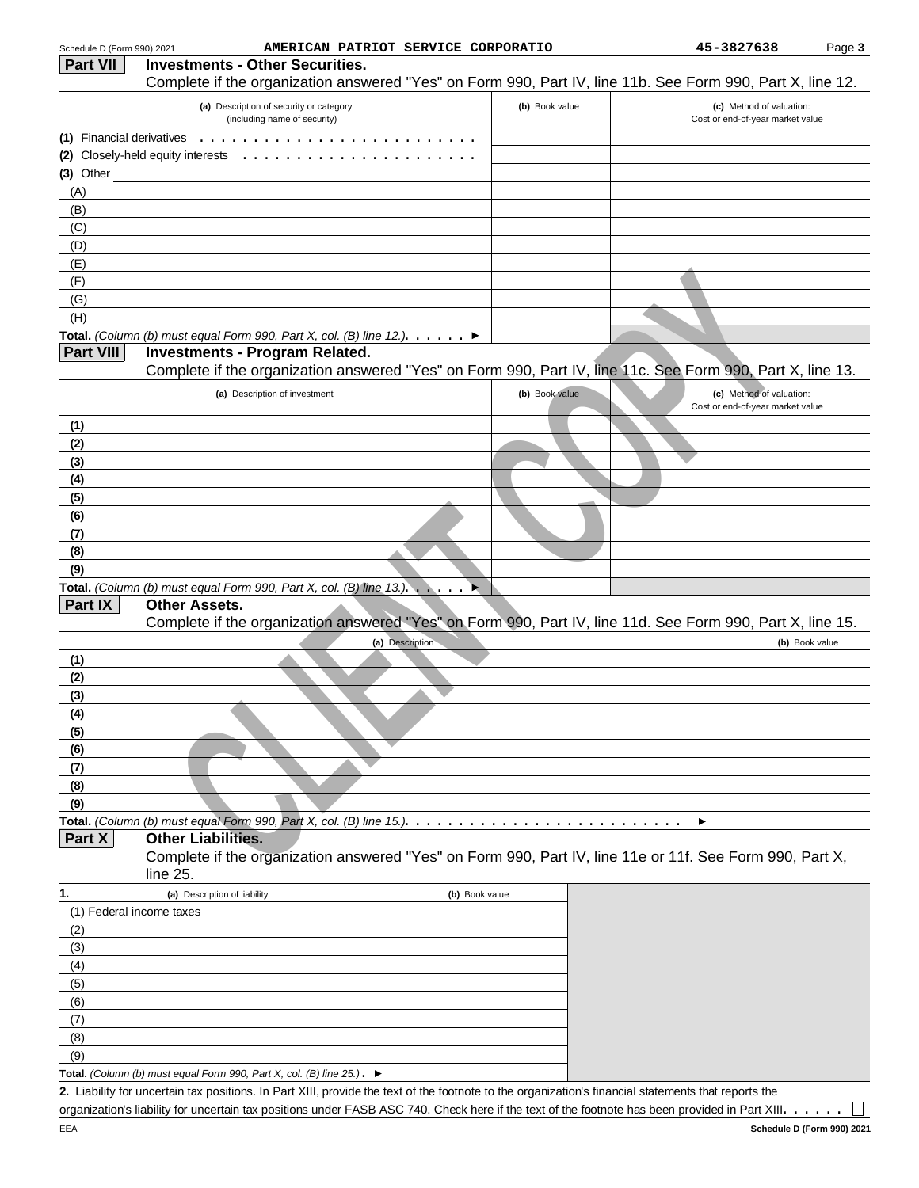## Part VII Investments - Other Securities.

Complete if the organization answered "Yes" on Form 990, Part IV, line 11b. See Form 990, Part X, line 12.

| (a) Description of security or category (including name of security) | (b) Book value | (c) Method of valuation: Cost or end-of-year market value |
|---|---|---|
| (1) Financial derivatives | | |
| (2) Closely-held equity interests | | |
| (3) Other | | |
| (A) | | |
| (B) | | |
| (C) | | |
| (D) | | |
| (E) | | |
| (F) | | |
| (G) | | |
| (H) | | |
| **Total.** *(Column (b) must equal Form 990, Part X, col. (B) line 12.)* ► | | |

## Part VIII Investments - Program Related.

Complete if the organization answered "Yes" on Form 990, Part IV, line 11c. See Form 990, Part X, line 13.

| (a) Description of investment | (b) Book value | (c) Method of valuation: Cost or end-of-year market value |
|---|---|---|
| (1) | | |
| (2) | | |
| (3) | | |
| (4) | | |
| (5) | | |
| (6) | | |
| (7) | | |
| (8) | | |
| (9) | | |
| **Total.** *(Column (b) must equal Form 990, Part X, col. (B) line 13.)* ► | | |

## Part IX Other Assets.

Complete if the organization answered "Yes" on Form 990, Part IV, line 11d. See Form 990, Part X, line 15.

| (a) Description | (b) Book value |
|---|---|
| (1) | |
| (2) | |
| (3) | |
| (4) | |
| (5) | |
| (6) | |
| (7) | |
| (8) | |
| (9) | |
| **Total.** *(Column (b) must equal Form 990, Part X, col. (B) line 15.)* ► | |

## Part X Other Liabilities.

Complete if the organization answered "Yes" on Form 990, Part IV, line 11e or 11f. See Form 990, Part X, line 25.

| 1. (a) Description of liability | (b) Book value |
|---|---|
| (1) Federal income taxes | |
| (2) | |
| (3) | |
| (4) | |
| (5) | |
| (6) | |
| (7) | |
| (8) | |
| (9) | |
| **Total.** *(Column (b) must equal Form 990, Part X, col. (B) line 25.)* ► | |

**2.** Liability for uncertain tax positions. In Part XIII, provide the text of the footnote to the organization's financial statements that reports the organization's liability for uncertain tax positions under FASB ASC 740. Check here if the text of the footnote has been provided in Part XIII ☐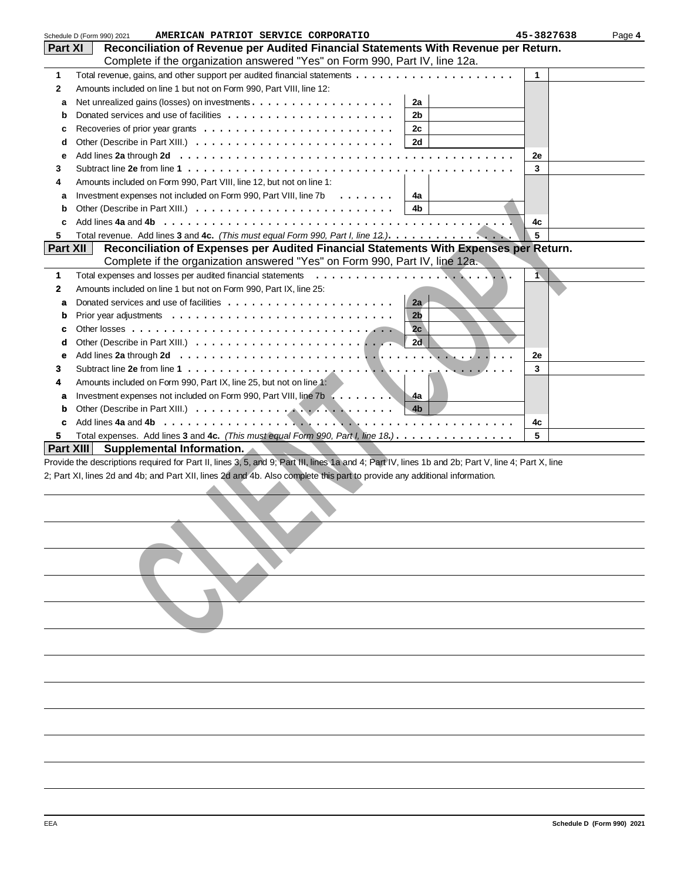Schedule D (Form 990) 2021 AMERICAN PATRIOT SERVICE CORPORATIO 45-3827638

**Part XI Reconciliation of Revenue per Audited Financial Statements With Revenue per Return.**
Complete if the organization answered "Yes" on Form 990, Part IV, line 12a.

| | | | | | |
|---|---|---|---|---|---|
| 1 | Total revenue, gains, and other support per audited financial statements | | | 1 | |
| 2 | Amounts included on line 1 but not on Form 990, Part VIII, line 12: | | | | |
| a | Net unrealized gains (losses) on investments | 2a | | | |
| b | Donated services and use of facilities | 2b | | | |
| c | Recoveries of prior year grants | 2c | | | |
| d | Other (Describe in Part XIII.) | 2d | | | |
| e | Add lines **2a** through **2d** | | | 2e | |
| 3 | Subtract line **2e** from line **1** | | | 3 | |
| 4 | Amounts included on Form 990, Part VIII, line 12, but not on line 1: | | | | |
| a | Investment expenses not included on Form 990, Part VIII, line 7b | 4a | | | |
| b | Other (Describe in Part XIII.) | 4b | | | |
| c | Add lines **4a** and **4b** | | | 4c | |
| 5 | Total revenue. Add lines **3** and **4c.** *(This must equal Form 990, Part I, line 12.)* | | | 5 | |

**Part XII Reconciliation of Expenses per Audited Financial Statements With Expenses per Return.**
Complete if the organization answered "Yes" on Form 990, Part IV, line 12a.

| | | | | | |
|---|---|---|---|---|---|
| 1 | Total expenses and losses per audited financial statements | | | 1 | |
| 2 | Amounts included on line 1 but not on Form 990, Part IX, line 25: | | | | |
| a | Donated services and use of facilities | 2a | | | |
| b | Prior year adjustments | 2b | | | |
| c | Other losses | 2c | | | |
| d | Other (Describe in Part XIII.) | 2d | | | |
| e | Add lines **2a** through **2d** | | | 2e | |
| 3 | Subtract line **2e** from line **1** | | | 3 | |
| 4 | Amounts included on Form 990, Part IX, line 25, but not on line 1: | | | | |
| a | Investment expenses not included on Form 990, Part VIII, line 7b | 4a | | | |
| b | Other (Describe in Part XIII.) | 4b | | | |
| c | Add lines **4a** and **4b** | | | 4c | |
| 5 | Total expenses. Add lines **3** and **4c.** *(This must equal Form 990, Part I, line 18.)* | | | 5 | |

**Part XIII Supplemental Information.**

Provide the descriptions required for Part II, lines 3, 5, and 9; Part III, lines 1a and 4; Part IV, lines 1b and 2b; Part V, line 4; Part X, line 2; Part XI, lines 2d and 4b; and Part XII, lines 2d and 4b. Also complete this part to provide any additional information.

CLIENT COPY

EEA Schedule D (Form 990) 2021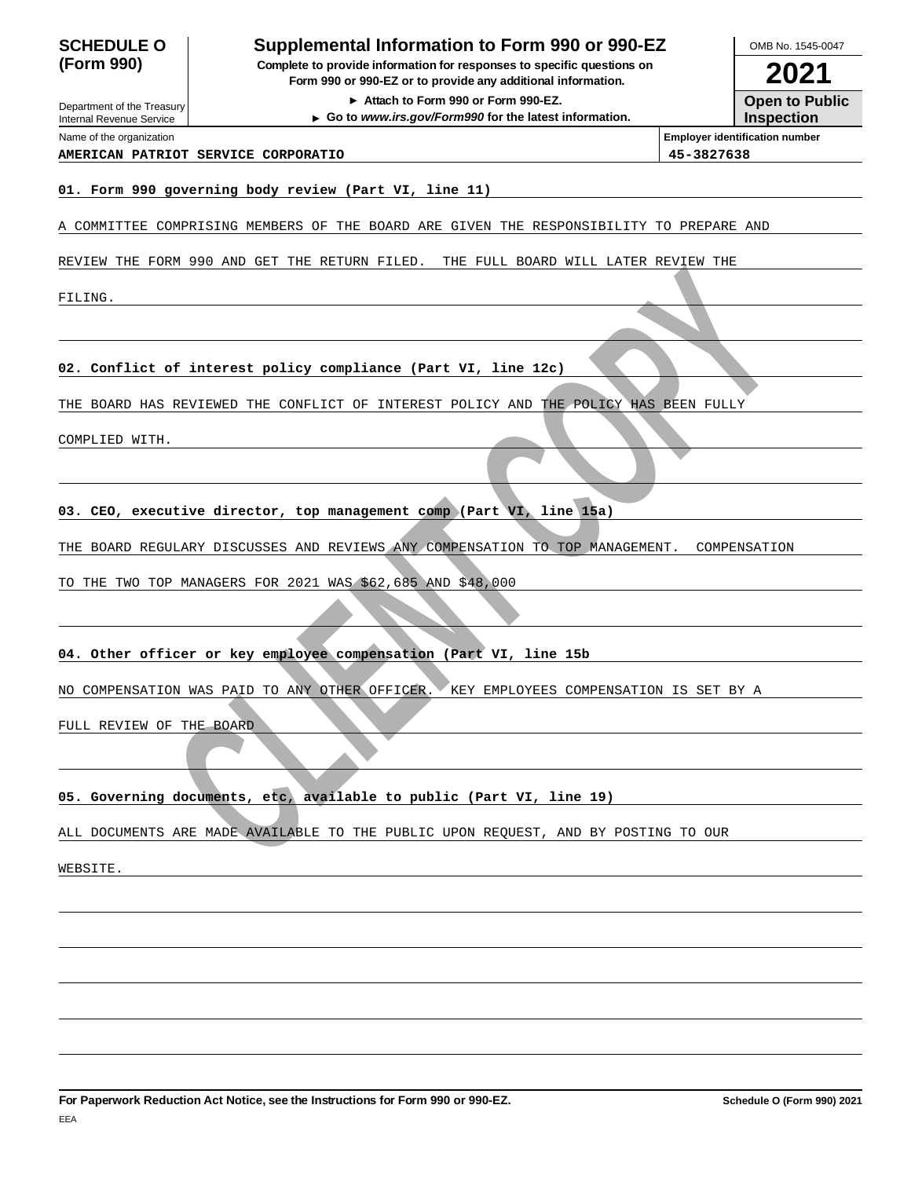**SCHEDULE O (Form 990)**

Department of the Treasury
Internal Revenue Service

# Supplemental Information to Form 990 or 990-EZ

**Complete to provide information for responses to specific questions on Form 990 or 990-EZ or to provide any additional information.**

► Attach to Form 990 or Form 990-EZ.

► Go to *www.irs.gov/Form990* for the latest information.

OMB No. 1545-0047

**2021**

**Open to Public Inspection**

| Name of the organization | Employer identification number |
|---|---|
| AMERICAN PATRIOT SERVICE CORPORATIO | 45-3827638 |

**01. Form 990 governing body review (Part VI, line 11)**

A COMMITTEE COMPRISING MEMBERS OF THE BOARD ARE GIVEN THE RESPONSIBILITY TO PREPARE AND REVIEW THE FORM 990 AND GET THE RETURN FILED. THE FULL BOARD WILL LATER REVIEW THE FILING.

**02. Conflict of interest policy compliance (Part VI, line 12c)**

THE BOARD HAS REVIEWED THE CONFLICT OF INTEREST POLICY AND THE POLICY HAS BEEN FULLY COMPLIED WITH.

**03. CEO, executive director, top management comp (Part VI, line 15a)**

THE BOARD REGULARY DISCUSSES AND REVIEWS ANY COMPENSATION TO TOP MANAGEMENT. COMPENSATION TO THE TWO TOP MANAGERS FOR 2021 WAS $62,685 AND $48,000

**04. Other officer or key employee compensation (Part VI, line 15b**

NO COMPENSATION WAS PAID TO ANY OTHER OFFICER. KEY EMPLOYEES COMPENSATION IS SET BY A FULL REVIEW OF THE BOARD

**05. Governing documents, etc, available to public (Part VI, line 19)**

ALL DOCUMENTS ARE MADE AVAILABLE TO THE PUBLIC UPON REQUEST, AND BY POSTING TO OUR WEBSITE.

**For Paperwork Reduction Act Notice, see the Instructions for Form 990 or 990-EZ.** **Schedule O (Form 990) 2021**

EEA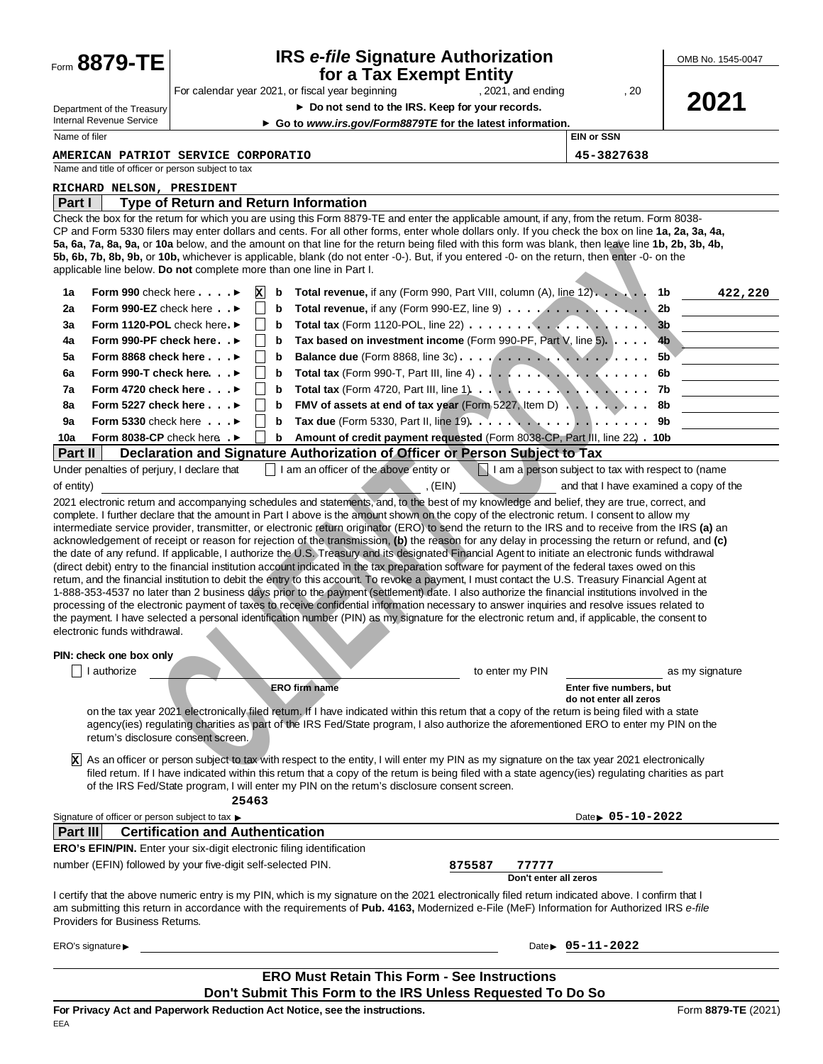Form **8879-TE**

Department of the Treasury
Internal Revenue Service

# IRS *e-file* Signature Authorization for a Tax Exempt Entity

For calendar year 2021, or fiscal year beginning , 2021, and ending , 20

► **Do not send to the IRS. Keep for your records.**

► **Go to *www.irs.gov/Form8879TE* for the latest information.**

OMB No. 1545-0047

**2021**

| Name of filer | EIN or SSN |
|---|---|
| AMERICAN PATRIOT SERVICE CORPORATIO | 45-3827638 |

Name and title of officer or person subject to tax

RICHARD NELSON, PRESIDENT

## Part I Type of Return and Return Information

Check the box for the return for which you are using this Form 8879-TE and enter the applicable amount, if any, from the return. Form 8038-CP and Form 5330 filers may enter dollars and cents. For all other forms, enter whole dollars only. If you check the box on line **1a, 2a, 3a, 4a, 5a, 6a, 7a, 8a, 9a,** or **10a** below, and the amount on that line for the return being filed with this form was blank, then leave line **1b, 2b, 3b, 4b, 5b, 6b, 7b, 8b, 9b,** or **10b,** whichever is applicable, blank (do not enter -0-). But, if you entered -0- on the return, then enter -0- on the applicable line below. **Do not** complete more than one line in Part I.

| | | | | | | |
|---|---|---|---|---|---|---|
| 1a | **Form 990** check here ► | X | b | **Total revenue,** if any (Form 990, Part VIII, column (A), line 12) | 1b | 422,220 |
| 2a | **Form 990-EZ** check here ► | | b | **Total revenue,** if any (Form 990-EZ, line 9) | 2b | |
| 3a | **Form 1120-POL** check here ► | | b | **Total tax** (Form 1120-POL, line 22) | 3b | |
| 4a | **Form 990-PF check here** ► | | b | **Tax based on investment income** (Form 990-PF, Part V, line 5) | 4b | |
| 5a | **Form 8868 check here** ► | | b | **Balance due** (Form 8868, line 3c) | 5b | |
| 6a | **Form 990-T check here** ► | | b | **Total tax** (Form 990-T, Part III, line 4) | 6b | |
| 7a | **Form 4720 check here** ► | | b | **Total tax** (Form 4720, Part III, line 1) | 7b | |
| 8a | **Form 5227 check here** ► | | b | **FMV of assets at end of tax year** (Form 5227, Item D) | 8b | |
| 9a | **Form 5330** check here ► | | b | **Tax due** (Form 5330, Part II, line 19) | 9b | |
| 10a | **Form 8038-CP** check here ► | | b | **Amount of credit payment requested** (Form 8038-CP, Part III, line 22) | 10b | |

## Part II Declaration and Signature Authorization of Officer or Person Subject to Tax

Under penalties of perjury, I declare that ☐ I am an officer of the above entity or ☐ I am a person subject to tax with respect to (name of entity) ____________, (EIN) ____________ and that I have examined a copy of the 2021 electronic return and accompanying schedules and statements, and, to the best of my knowledge and belief, they are true, correct, and complete. I further declare that the amount in Part I above is the amount shown on the copy of the electronic return. I consent to allow my intermediate service provider, transmitter, or electronic return originator (ERO) to send the return to the IRS and to receive from the IRS **(a)** an acknowledgement of receipt or reason for rejection of the transmission, **(b)** the reason for any delay in processing the return or refund, and **(c)** the date of any refund. If applicable, I authorize the U.S. Treasury and its designated Financial Agent to initiate an electronic funds withdrawal (direct debit) entry to the financial institution account indicated in the tax preparation software for payment of the federal taxes owed on this return, and the financial institution to debit the entry to this account. To revoke a payment, I must contact the U.S. Treasury Financial Agent at 1-888-353-4537 no later than 2 business days prior to the payment (settlement) date. I also authorize the financial institutions involved in the processing of the electronic payment of taxes to receive confidential information necessary to answer inquiries and resolve issues related to the payment. I have selected a personal identification number (PIN) as my signature for the electronic return and, if applicable, the consent to electronic funds withdrawal.

**PIN: check one box only**

☐ I authorize ____________ (**ERO firm name**) to enter my PIN ____________ (**Enter five numbers, but do not enter all zeros**) as my signature on the tax year 2021 electronically filed return. If I have indicated within this return that a copy of the return is being filed with a state agency(ies) regulating charities as part of the IRS Fed/State program, I also authorize the aforementioned ERO to enter my PIN on the return's disclosure consent screen.

☒ As an officer or person subject to tax with respect to the entity, I will enter my PIN as my signature on the tax year 2021 electronically filed return. If I have indicated within this return that a copy of the return is being filed with a state agency(ies) regulating charities as part of the IRS Fed/State program, I will enter my PIN on the return's disclosure consent screen.

25463

Signature of officer or person subject to tax ► Date ► 05-10-2022

## Part III Certification and Authentication

**ERO's EFIN/PIN.** Enter your six-digit electronic filing identification number (EFIN) followed by your five-digit self-selected PIN. 875587 77777 (**Don't enter all zeros**)

I certify that the above numeric entry is my PIN, which is my signature on the 2021 electronically filed return indicated above. I confirm that I am submitting this return in accordance with the requirements of **Pub. 4163,** Modernized e-File (MeF) Information for Authorized IRS *e-file* Providers for Business Returns.

ERO's signature ► Date ► 05-11-2022

**ERO Must Retain This Form - See Instructions**
**Don't Submit This Form to the IRS Unless Requested To Do So**

**For Privacy Act and Paperwork Reduction Act Notice, see the instructions.** Form **8879-TE** (2021)

EEA

CLIENT COPY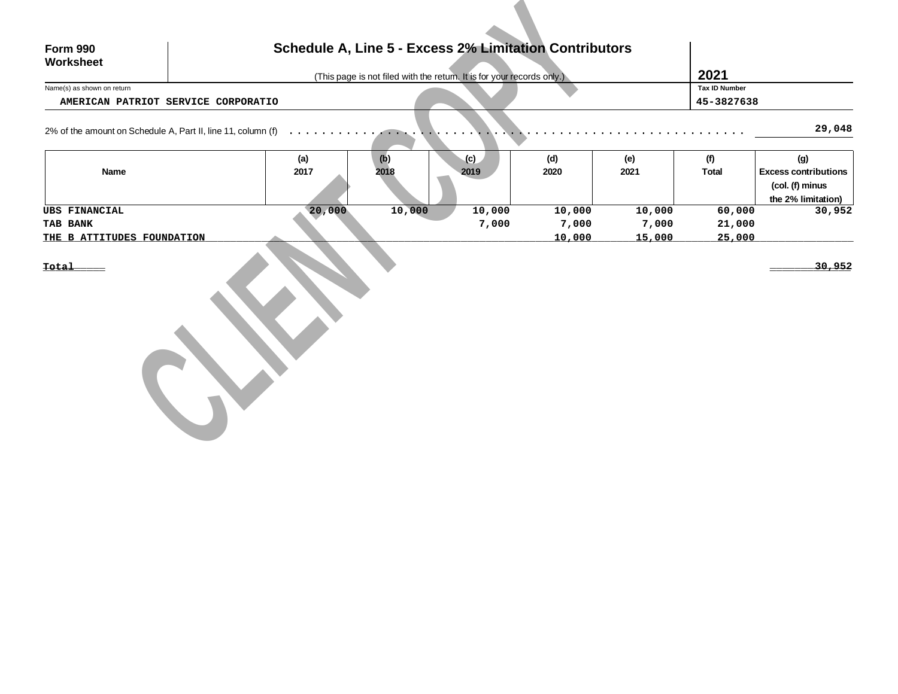**Form 990 Worksheet**

# Schedule A, Line 5 - Excess 2% Limitation Contributors

(This page is not filed with the return. It is for your records only.)

**2021**

Name(s) as shown on return: AMERICAN PATRIOT SERVICE CORPORATIO

Tax ID Number: 45-3827638

2% of the amount on Schedule A, Part II, line 11, column (f) . . . . . 29,048

| Name | (a) 2017 | (b) 2018 | (c) 2019 | (d) 2020 | (e) 2021 | (f) Total | (g) Excess contributions (col. (f) minus the 2% limitation) |
|---|---|---|---|---|---|---|---|
| UBS FINANCIAL | 20,000 | 10,000 | 10,000 | 10,000 | 10,000 | 60,000 | 30,952 |
| TAB BANK | | | 7,000 | 7,000 | 7,000 | 21,000 | |
| THE B ATTITUDES FOUNDATION | | | | 10,000 | 15,000 | 25,000 | |
| **Total** | | | | | | | 30,952 |